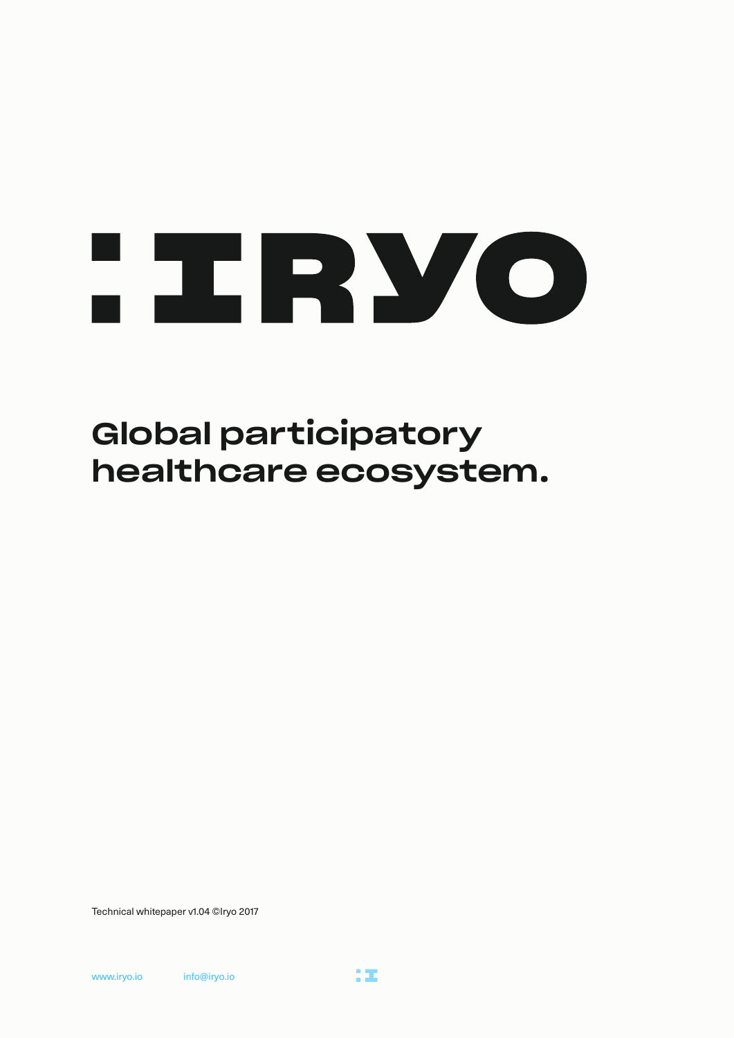# IRYO

## Global participatory healthcare ecosystem.

Technical whitepaper v1.04 ©Iryo 2017

www.iryo.io info@iryo.io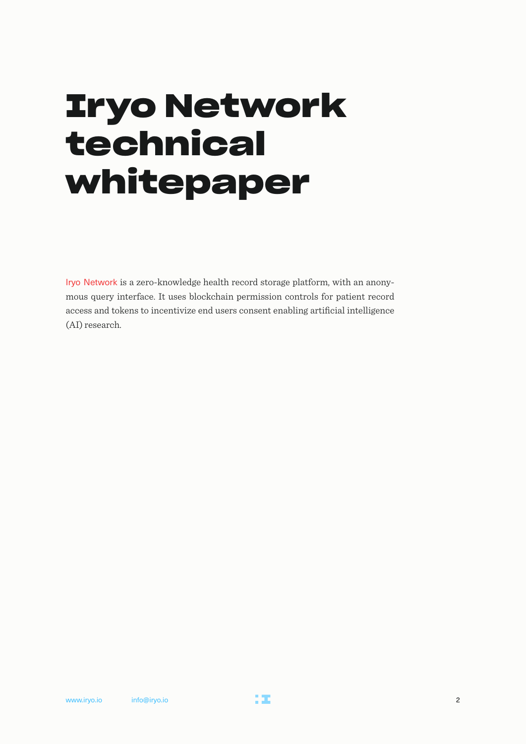# Iryo Network technical whitepaper

Iryo Network is a zero-knowledge health record storage platform, with an anonymous query interface. It uses blockchain permission controls for patient record access and tokens to incentivize end users consent enabling artificial intelligence (AI) research.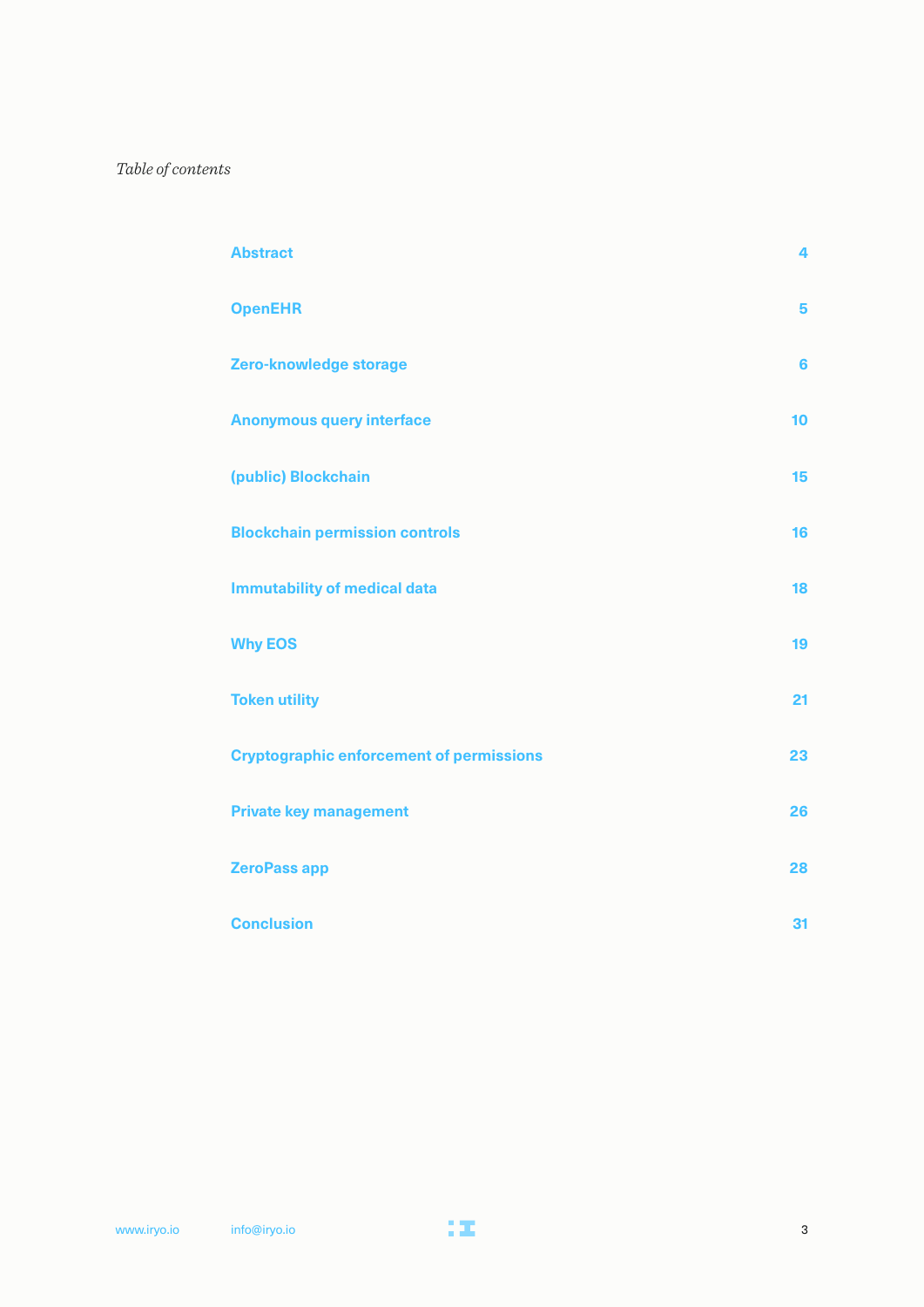*Table of contents*

| | |
|---|---|
| Abstract | 4 |
| OpenEHR | 5 |
| Zero-knowledge storage | 6 |
| Anonymous query interface | 10 |
| (public) Blockchain | 15 |
| Blockchain permission controls | 16 |
| Immutability of medical data | 18 |
| Why EOS | 19 |
| Token utility | 21 |
| Cryptographic enforcement of permissions | 23 |
| Private key management | 26 |
| ZeroPass app | 28 |
| Conclusion | 31 |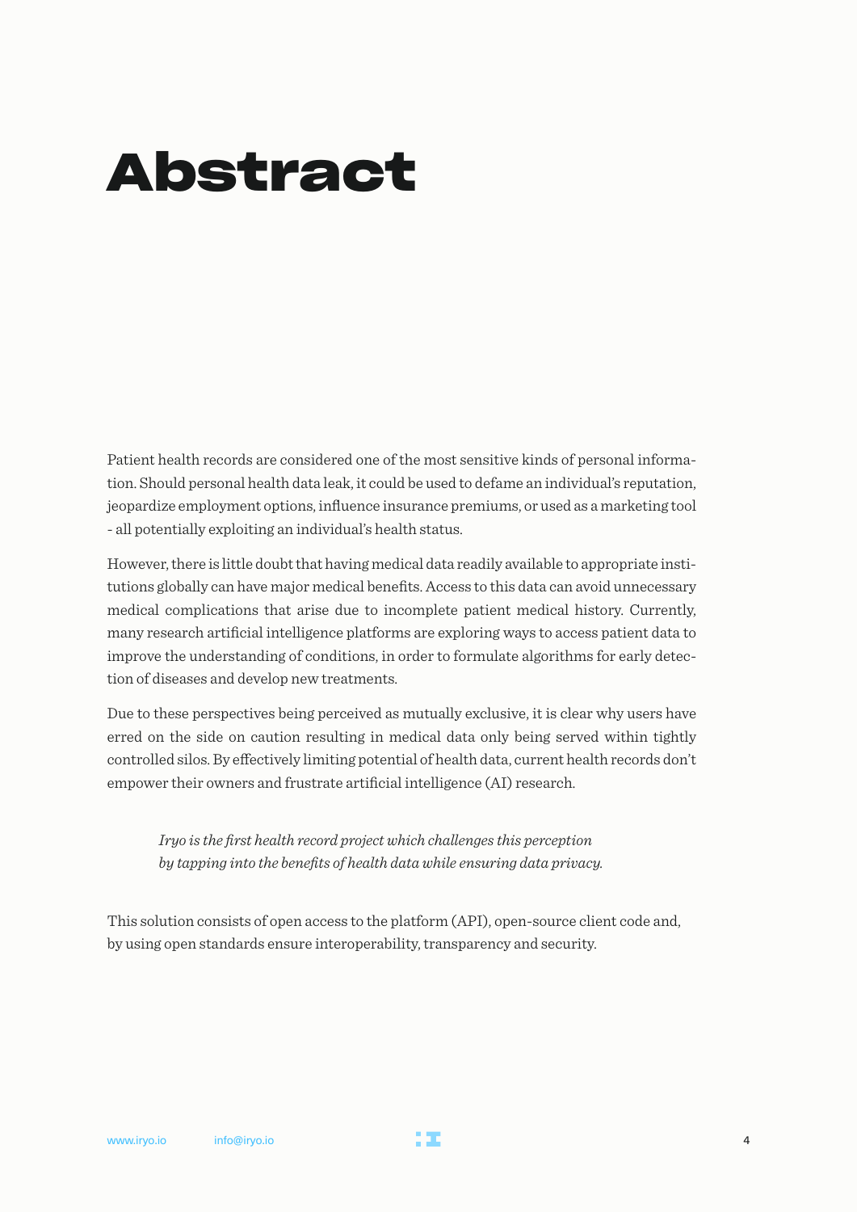# Abstract

Patient health records are considered one of the most sensitive kinds of personal information. Should personal health data leak, it could be used to defame an individual's reputation, jeopardize employment options, influence insurance premiums, or used as a marketing tool - all potentially exploiting an individual's health status.

However, there is little doubt that having medical data readily available to appropriate institutions globally can have major medical benefits. Access to this data can avoid unnecessary medical complications that arise due to incomplete patient medical history. Currently, many research artificial intelligence platforms are exploring ways to access patient data to improve the understanding of conditions, in order to formulate algorithms for early detection of diseases and develop new treatments.

Due to these perspectives being perceived as mutually exclusive, it is clear why users have erred on the side on caution resulting in medical data only being served within tightly controlled silos. By effectively limiting potential of health data, current health records don't empower their owners and frustrate artificial intelligence (AI) research.

> *Iryo is the first health record project which challenges this perception by tapping into the benefits of health data while ensuring data privacy.*

This solution consists of open access to the platform (API), open-source client code and, by using open standards ensure interoperability, transparency and security.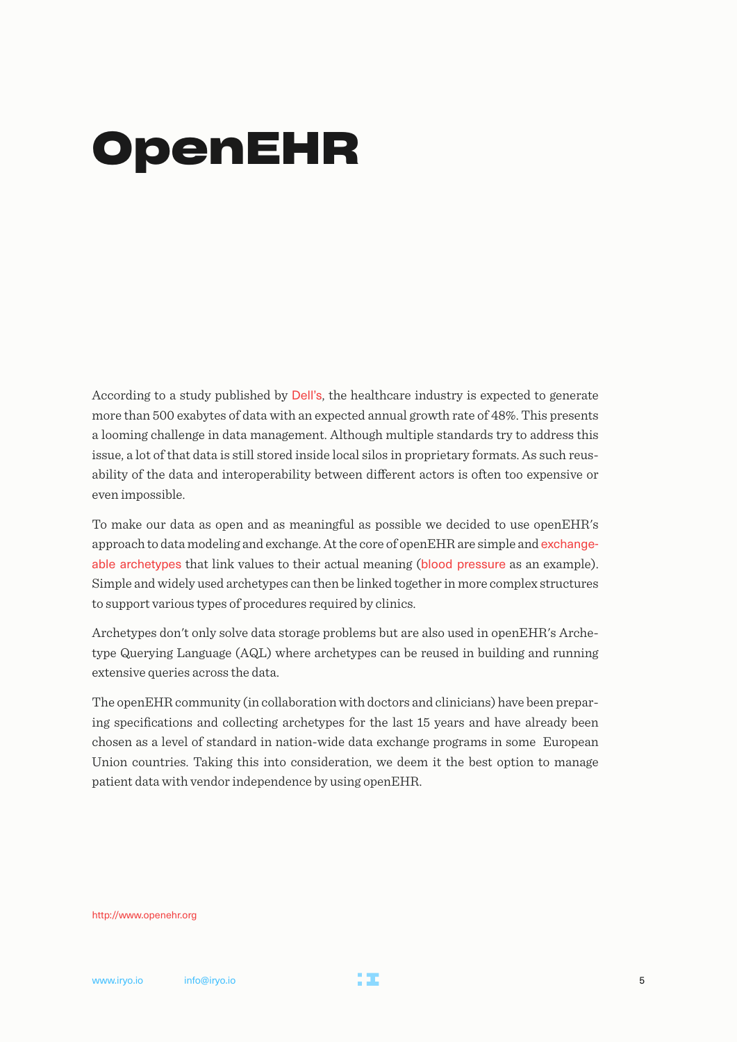# OpenEHR

According to a study published by Dell's, the healthcare industry is expected to generate more than 500 exabytes of data with an expected annual growth rate of 48%. This presents a looming challenge in data management. Although multiple standards try to address this issue, a lot of that data is still stored inside local silos in proprietary formats. As such reusability of the data and interoperability between different actors is often too expensive or even impossible.

To make our data as open and as meaningful as possible we decided to use openEHR's approach to data modeling and exchange. At the core of openEHR are simple and exchangeable archetypes that link values to their actual meaning (blood pressure as an example). Simple and widely used archetypes can then be linked together in more complex structures to support various types of procedures required by clinics.

Archetypes don't only solve data storage problems but are also used in openEHR's Archetype Querying Language (AQL) where archetypes can be reused in building and running extensive queries across the data.

The openEHR community (in collaboration with doctors and clinicians) have been preparing specifications and collecting archetypes for the last 15 years and have already been chosen as a level of standard in nation-wide data exchange programs in some European Union countries. Taking this into consideration, we deem it the best option to manage patient data with vendor independence by using openEHR.

http://www.openehr.org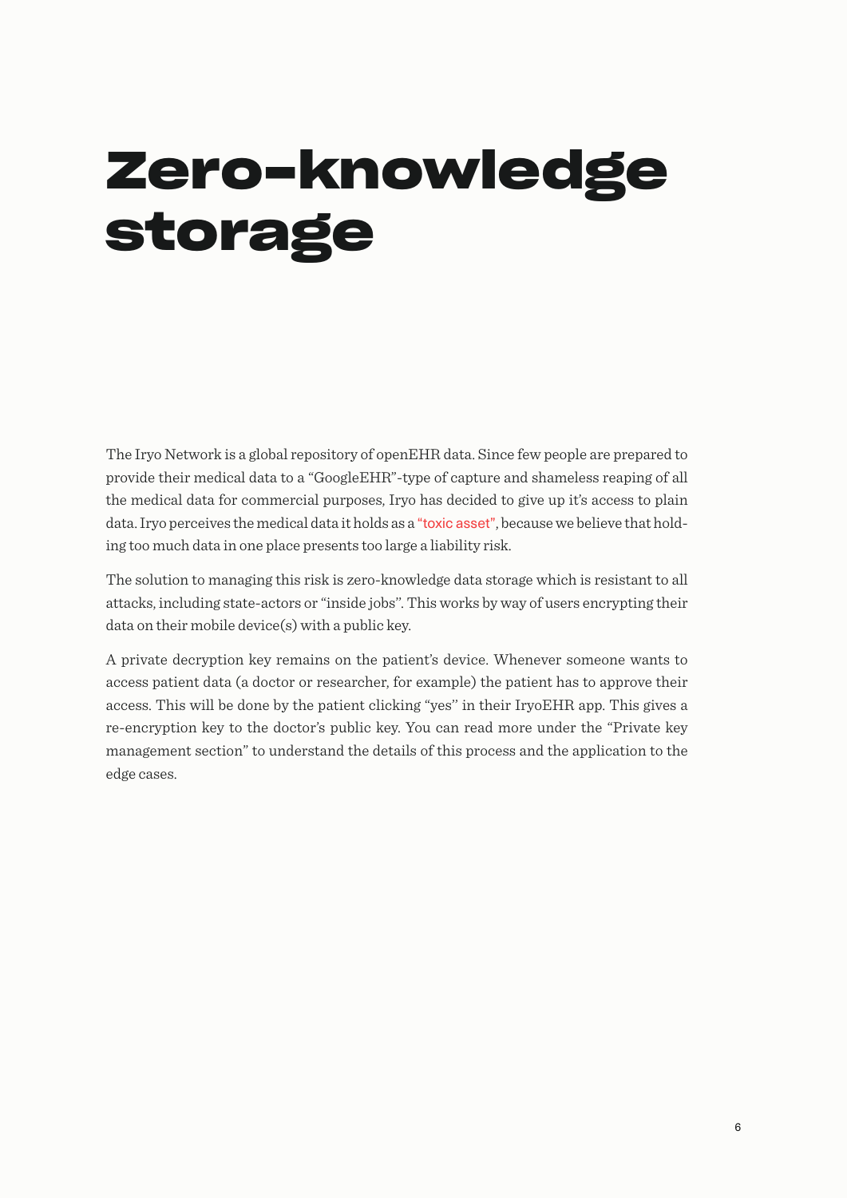# Zero-knowledge storage

The Iryo Network is a global repository of openEHR data. Since few people are prepared to provide their medical data to a "GoogleEHR"-type of capture and shameless reaping of all the medical data for commercial purposes, Iryo has decided to give up it's access to plain data. Iryo perceives the medical data it holds as a "toxic asset", because we believe that holding too much data in one place presents too large a liability risk.

The solution to managing this risk is zero-knowledge data storage which is resistant to all attacks, including state-actors or "inside jobs". This works by way of users encrypting their data on their mobile device(s) with a public key.

A private decryption key remains on the patient's device. Whenever someone wants to access patient data (a doctor or researcher, for example) the patient has to approve their access. This will be done by the patient clicking "yes" in their IryoEHR app. This gives a re-encryption key to the doctor's public key. You can read more under the "Private key management section" to understand the details of this process and the application to the edge cases.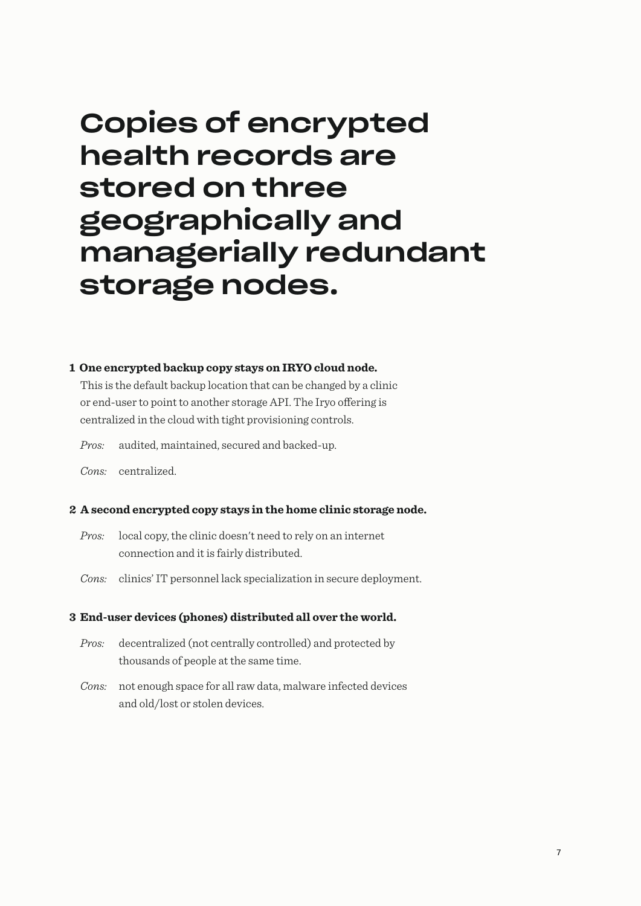# Copies of encrypted health records are stored on three geographically and managerially redundant storage nodes.

**1 One encrypted backup copy stays on IRYO cloud node.**

This is the default backup location that can be changed by a clinic or end-user to point to another storage API. The Iryo offering is centralized in the cloud with tight provisioning controls.

*Pros:* audited, maintained, secured and backed-up.

*Cons:* centralized.

**2 A second encrypted copy stays in the home clinic storage node.**

*Pros:* local copy, the clinic doesn't need to rely on an internet connection and it is fairly distributed.

*Cons:* clinics' IT personnel lack specialization in secure deployment.

**3 End-user devices (phones) distributed all over the world.**

*Pros:* decentralized (not centrally controlled) and protected by thousands of people at the same time.

*Cons:* not enough space for all raw data, malware infected devices and old/lost or stolen devices.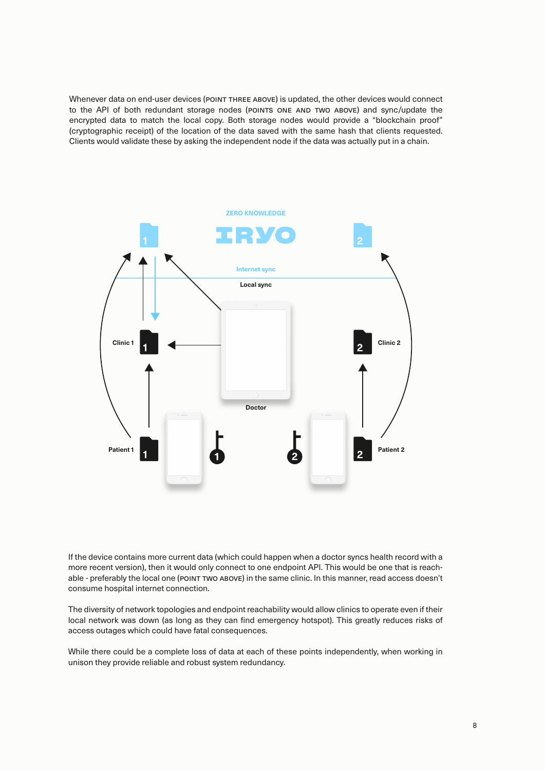Whenever data on end-user devices (POINT THREE ABOVE) is updated, the other devices would connect to the API of both redundant storage nodes (POINTS ONE AND TWO ABOVE) and sync/update the encrypted data to match the local copy. Both storage nodes would provide a "blockchain proof" (cryptographic receipt) of the location of the data saved with the same hash that clients requested. Clients would validate these by asking the independent node if the data was actually put in a chain.

If the device contains more current data (which could happen when a doctor syncs health record with a more recent version), then it would only connect to one endpoint API. This would be one that is reachable - preferably the local one (POINT TWO ABOVE) in the same clinic. In this manner, read access doesn't consume hospital internet connection.

The diversity of network topologies and endpoint reachability would allow clinics to operate even if their local network was down (as long as they can find emergency hotspot). This greatly reduces risks of access outages which could have fatal consequences.

While there could be a complete loss of data at each of these points independently, when working in unison they provide reliable and robust system redundancy.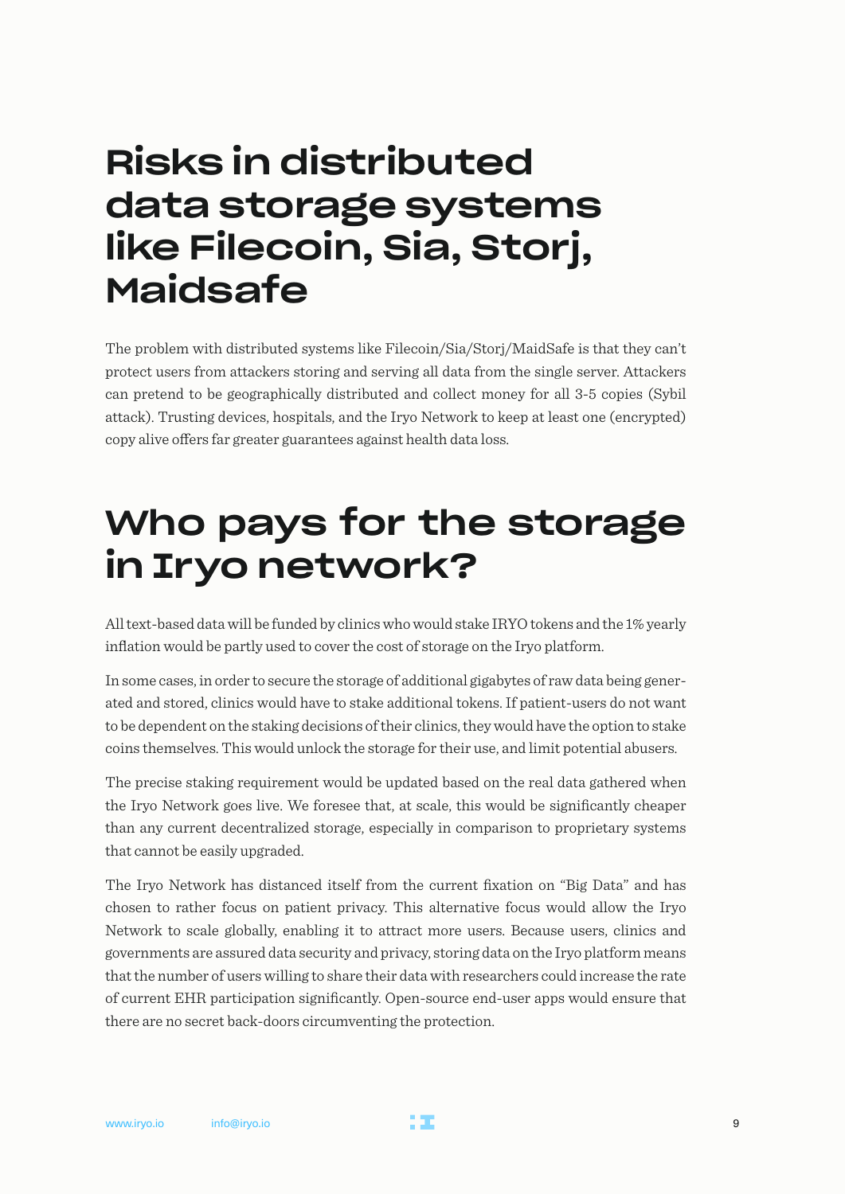# Risks in distributed data storage systems like Filecoin, Sia, Storj, Maidsafe

The problem with distributed systems like Filecoin/Sia/Storj/MaidSafe is that they can't protect users from attackers storing and serving all data from the single server. Attackers can pretend to be geographically distributed and collect money for all 3-5 copies (Sybil attack). Trusting devices, hospitals, and the Iryo Network to keep at least one (encrypted) copy alive offers far greater guarantees against health data loss.

# Who pays for the storage in Iryo network?

All text-based data will be funded by clinics who would stake IRYO tokens and the 1% yearly inflation would be partly used to cover the cost of storage on the Iryo platform.

In some cases, in order to secure the storage of additional gigabytes of raw data being generated and stored, clinics would have to stake additional tokens. If patient-users do not want to be dependent on the staking decisions of their clinics, they would have the option to stake coins themselves. This would unlock the storage for their use, and limit potential abusers.

The precise staking requirement would be updated based on the real data gathered when the Iryo Network goes live. We foresee that, at scale, this would be significantly cheaper than any current decentralized storage, especially in comparison to proprietary systems that cannot be easily upgraded.

The Iryo Network has distanced itself from the current fixation on "Big Data" and has chosen to rather focus on patient privacy. This alternative focus would allow the Iryo Network to scale globally, enabling it to attract more users. Because users, clinics and governments are assured data security and privacy, storing data on the Iryo platform means that the number of users willing to share their data with researchers could increase the rate of current EHR participation significantly. Open-source end-user apps would ensure that there are no secret back-doors circumventing the protection.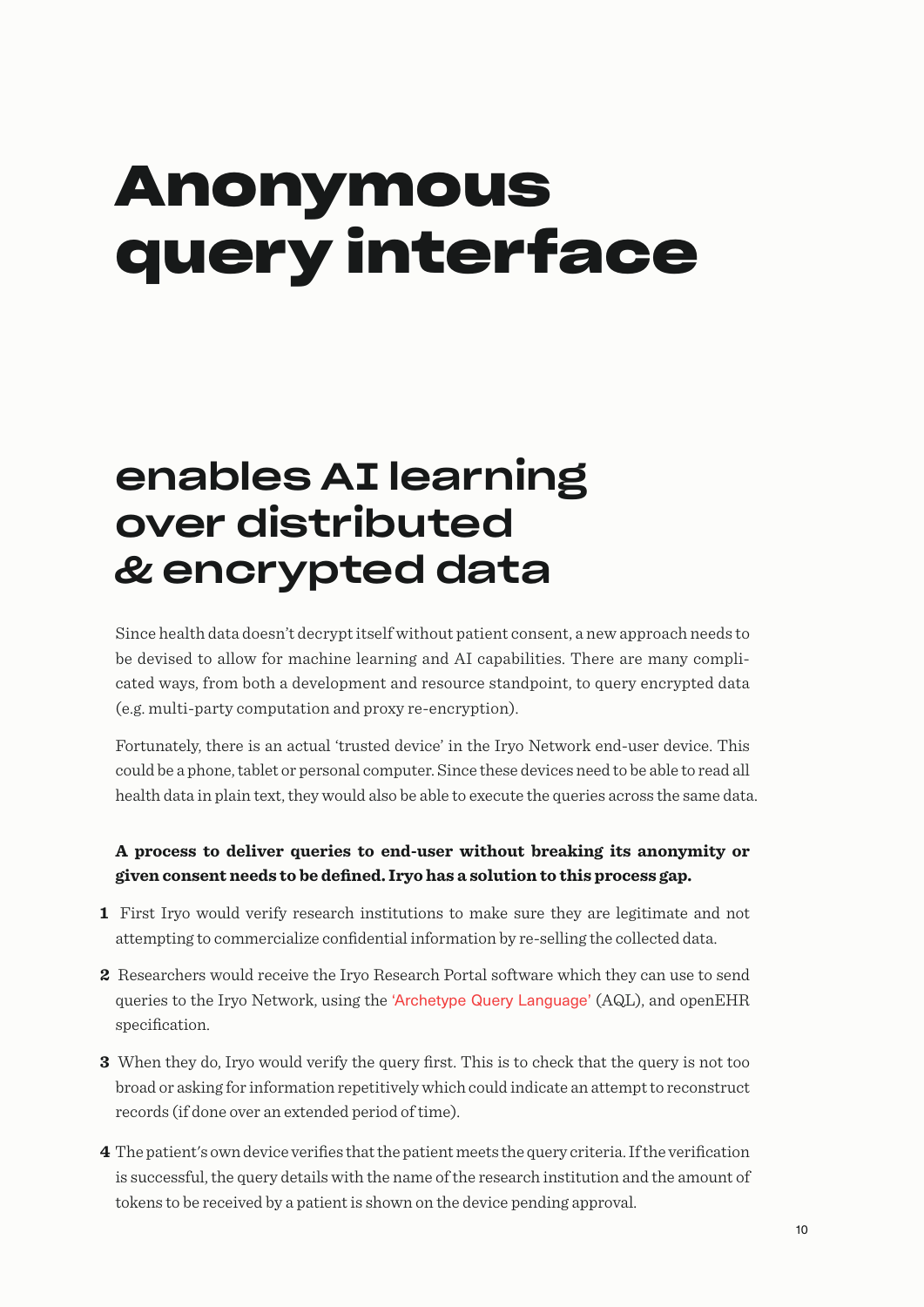# Anonymous query interface

## enables AI learning over distributed & encrypted data

Since health data doesn't decrypt itself without patient consent, a new approach needs to be devised to allow for machine learning and AI capabilities. There are many complicated ways, from both a development and resource standpoint, to query encrypted data (e.g. multi-party computation and proxy re-encryption).

Fortunately, there is an actual 'trusted device' in the Iryo Network end-user device. This could be a phone, tablet or personal computer. Since these devices need to be able to read all health data in plain text, they would also be able to execute the queries across the same data.

**A process to deliver queries to end-user without breaking its anonymity or given consent needs to be defined. Iryo has a solution to this process gap.**

1. First Iryo would verify research institutions to make sure they are legitimate and not attempting to commercialize confidential information by re-selling the collected data.
2. Researchers would receive the Iryo Research Portal software which they can use to send queries to the Iryo Network, using the 'Archetype Query Language' (AQL), and openEHR specification.
3. When they do, Iryo would verify the query first. This is to check that the query is not too broad or asking for information repetitively which could indicate an attempt to reconstruct records (if done over an extended period of time).
4. The patient's own device verifies that the patient meets the query criteria. If the verification is successful, the query details with the name of the research institution and the amount of tokens to be received by a patient is shown on the device pending approval.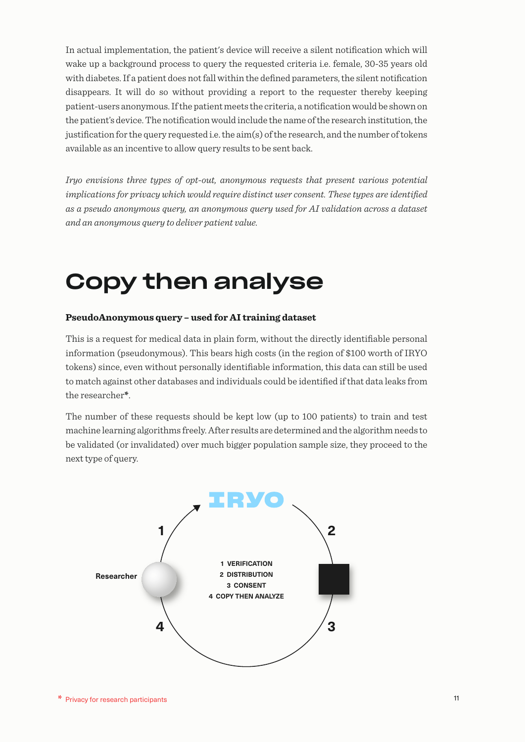In actual implementation, the patient's device will receive a silent notification which will wake up a background process to query the requested criteria i.e. female, 30-35 years old with diabetes. If a patient does not fall within the defined parameters, the silent notification disappears. It will do so without providing a report to the requester thereby keeping patient-users anonymous. If the patient meets the criteria, a notification would be shown on the patient's device. The notification would include the name of the research institution, the justification for the query requested i.e. the aim(s) of the research, and the number of tokens available as an incentive to allow query results to be sent back.

*Iryo envisions three types of opt-out, anonymous requests that present various potential implications for privacy which would require distinct user consent. These types are identified as a pseudo anonymous query, an anonymous query used for AI validation across a dataset and an anonymous query to deliver patient value.*

# Copy then analyse

**PseudoAnonymous query – used for AI training dataset**

This is a request for medical data in plain form, without the directly identifiable personal information (pseudonymous). This bears high costs (in the region of $100 worth of IRYO tokens) since, even without personally identifiable information, this data can still be used to match against other databases and individuals could be identified if that data leaks from the researcher*.

The number of these requests should be kept low (up to 100 patients) to train and test machine learning algorithms freely. After results are determined and the algorithm needs to be validated (or invalidated) over much bigger population sample size, they proceed to the next type of query.

IRYO

Researcher

1 VERIFICATION
2 DISTRIBUTION
3 CONSENT
4 COPY THEN ANALYZE

\* Privacy for research participants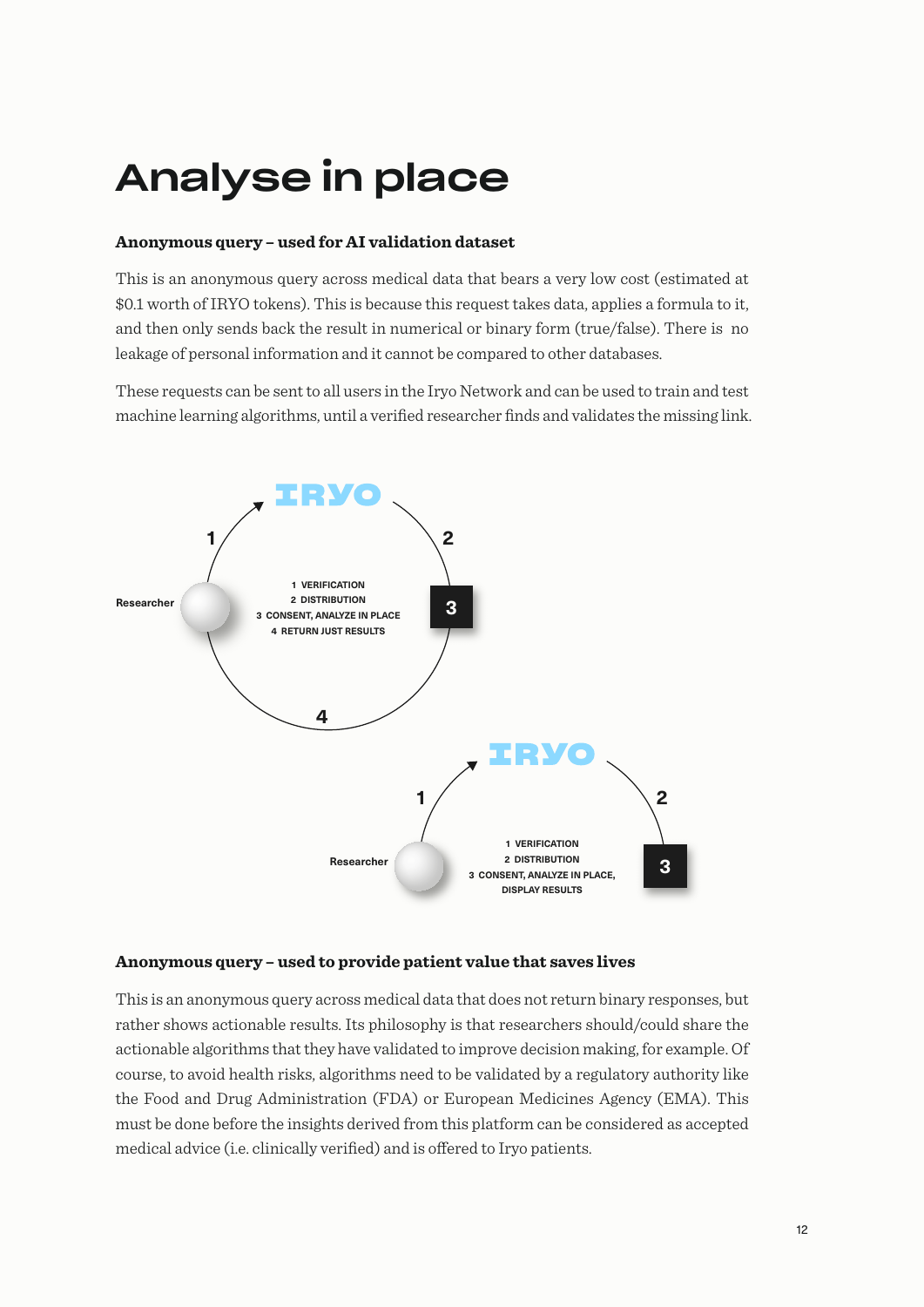# Analyse in place

**Anonymous query – used for AI validation dataset**

This is an anonymous query across medical data that bears a very low cost (estimated at $0.1 worth of IRYO tokens). This is because this request takes data, applies a formula to it, and then only sends back the result in numerical or binary form (true/false). There is no leakage of personal information and it cannot be compared to other databases.

These requests can be sent to all users in the Iryo Network and can be used to train and test machine learning algorithms, until a verified researcher finds and validates the missing link.

IRYO

Researcher

1 VERIFICATION
2 DISTRIBUTION
3 CONSENT, ANALYZE IN PLACE
4 RETURN JUST RESULTS

IRYO

Researcher

1 VERIFICATION
2 DISTRIBUTION
3 CONSENT, ANALYZE IN PLACE, DISPLAY RESULTS

**Anonymous query – used to provide patient value that saves lives**

This is an anonymous query across medical data that does not return binary responses, but rather shows actionable results. Its philosophy is that researchers should/could share the actionable algorithms that they have validated to improve decision making, for example. Of course, to avoid health risks, algorithms need to be validated by a regulatory authority like the Food and Drug Administration (FDA) or European Medicines Agency (EMA). This must be done before the insights derived from this platform can be considered as accepted medical advice (i.e. clinically verified) and is offered to Iryo patients.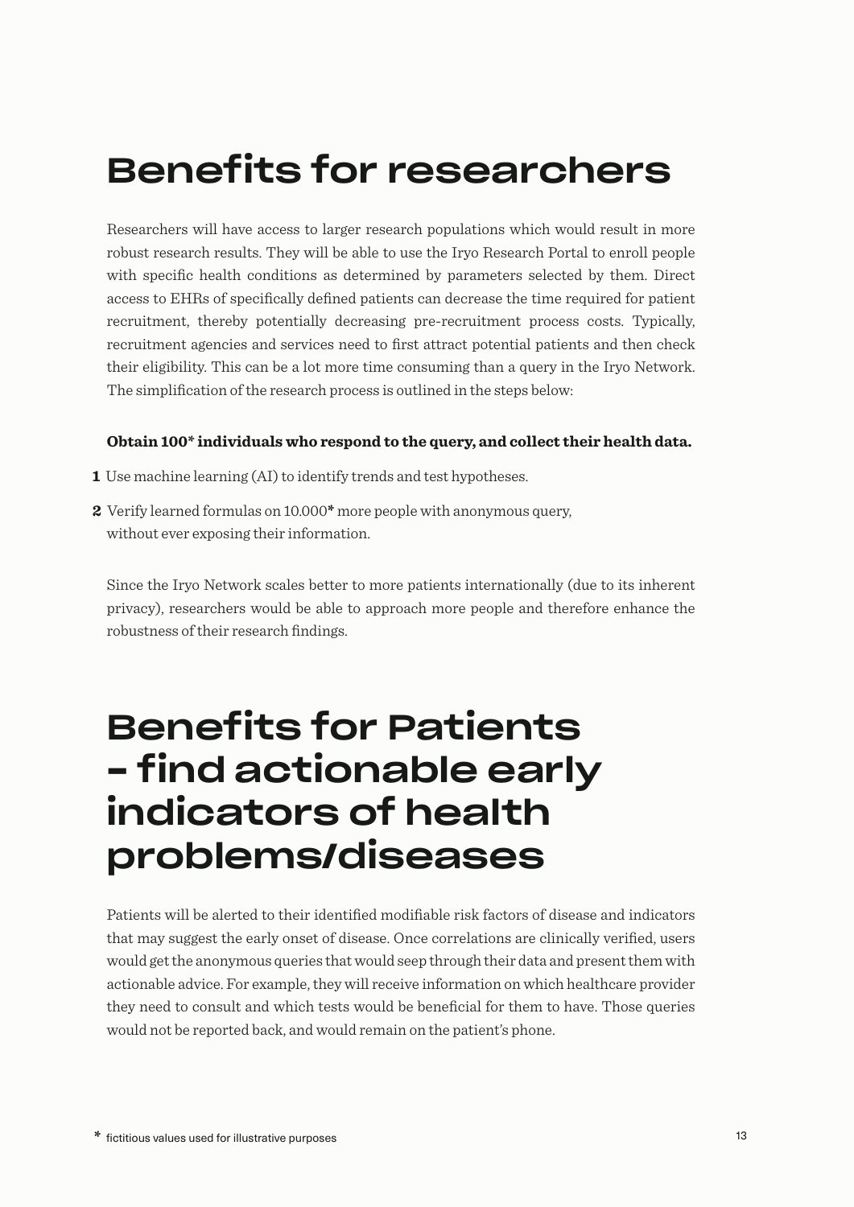# Benefits for researchers

Researchers will have access to larger research populations which would result in more robust research results. They will be able to use the Iryo Research Portal to enroll people with specific health conditions as determined by parameters selected by them. Direct access to EHRs of specifically defined patients can decrease the time required for patient recruitment, thereby potentially decreasing pre-recruitment process costs. Typically, recruitment agencies and services need to first attract potential patients and then check their eligibility. This can be a lot more time consuming than a query in the Iryo Network. The simplification of the research process is outlined in the steps below:

**Obtain 100* individuals who respond to the query, and collect their health data.**

1. Use machine learning (AI) to identify trends and test hypotheses.
2. Verify learned formulas on 10.000* more people with anonymous query, without ever exposing their information.

Since the Iryo Network scales better to more patients internationally (due to its inherent privacy), researchers would be able to approach more people and therefore enhance the robustness of their research findings.

# Benefits for Patients - find actionable early indicators of health problems/diseases

Patients will be alerted to their identified modifiable risk factors of disease and indicators that may suggest the early onset of disease. Once correlations are clinically verified, users would get the anonymous queries that would seep through their data and present them with actionable advice. For example, they will receive information on which healthcare provider they need to consult and which tests would be beneficial for them to have. Those queries would not be reported back, and would remain on the patient's phone.

* fictitious values used for illustrative purposes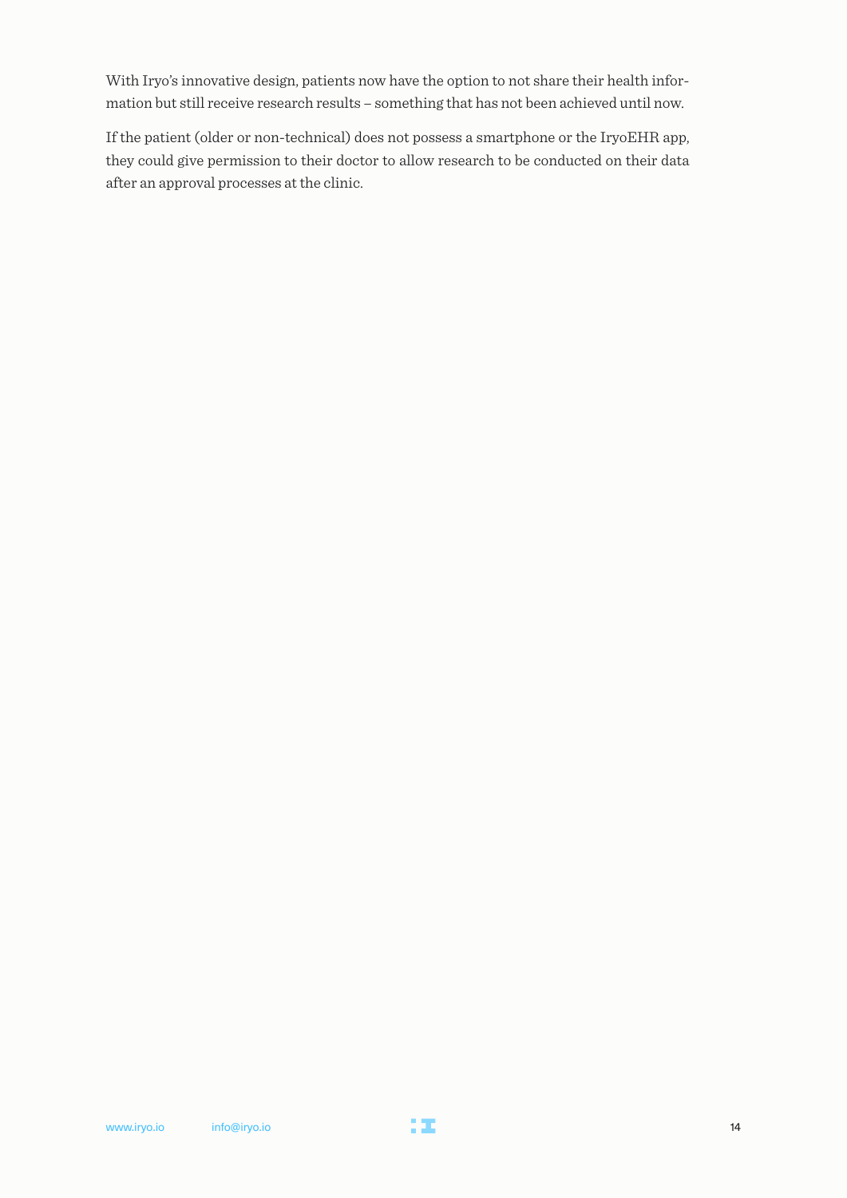With Iryo's innovative design, patients now have the option to not share their health information but still receive research results – something that has not been achieved until now.

If the patient (older or non-technical) does not possess a smartphone or the IryoEHR app, they could give permission to their doctor to allow research to be conducted on their data after an approval processes at the clinic.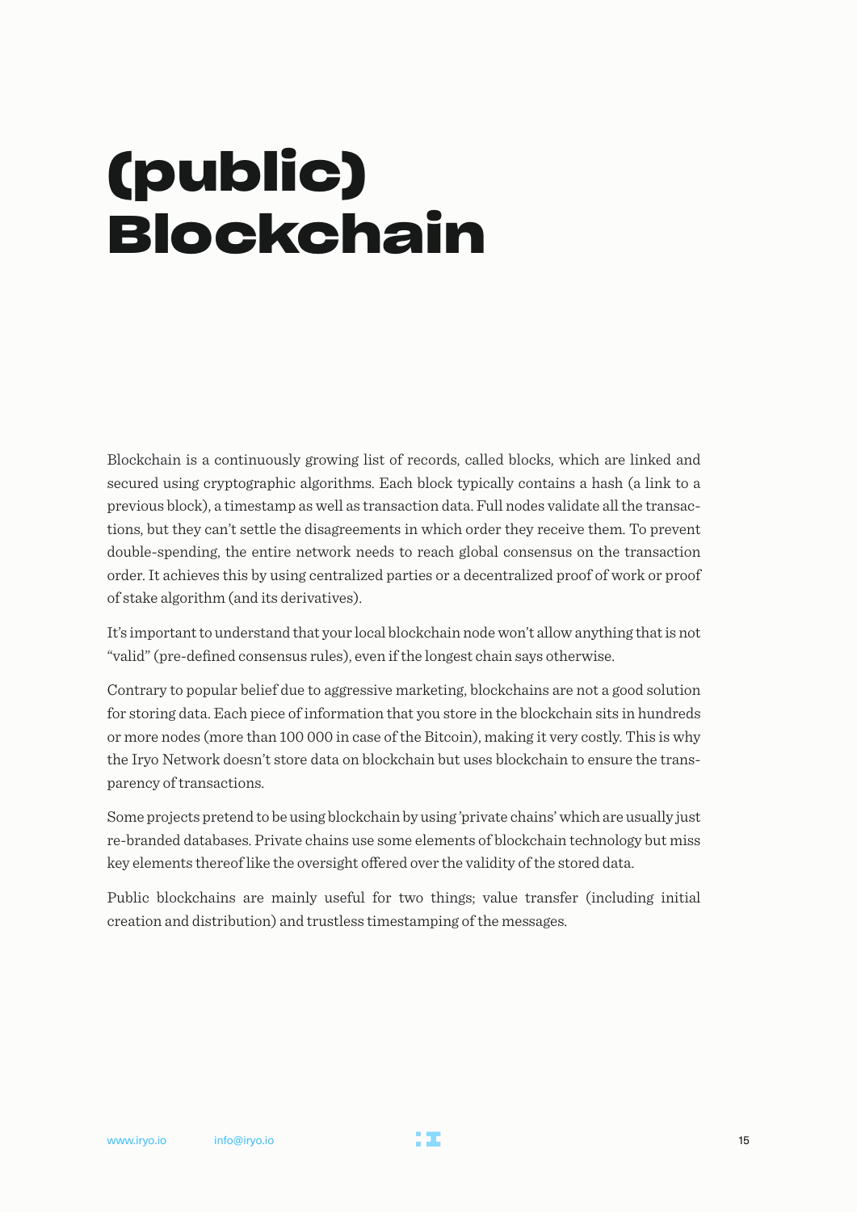# (public) Blockchain

Blockchain is a continuously growing list of records, called blocks, which are linked and secured using cryptographic algorithms. Each block typically contains a hash (a link to a previous block), a timestamp as well as transaction data. Full nodes validate all the transactions, but they can't settle the disagreements in which order they receive them. To prevent double-spending, the entire network needs to reach global consensus on the transaction order. It achieves this by using centralized parties or a decentralized proof of work or proof of stake algorithm (and its derivatives).

It's important to understand that your local blockchain node won't allow anything that is not "valid" (pre-defined consensus rules), even if the longest chain says otherwise.

Contrary to popular belief due to aggressive marketing, blockchains are not a good solution for storing data. Each piece of information that you store in the blockchain sits in hundreds or more nodes (more than 100 000 in case of the Bitcoin), making it very costly. This is why the Iryo Network doesn't store data on blockchain but uses blockchain to ensure the transparency of transactions.

Some projects pretend to be using blockchain by using 'private chains' which are usually just re-branded databases. Private chains use some elements of blockchain technology but miss key elements thereof like the oversight offered over the validity of the stored data.

Public blockchains are mainly useful for two things; value transfer (including initial creation and distribution) and trustless timestamping of the messages.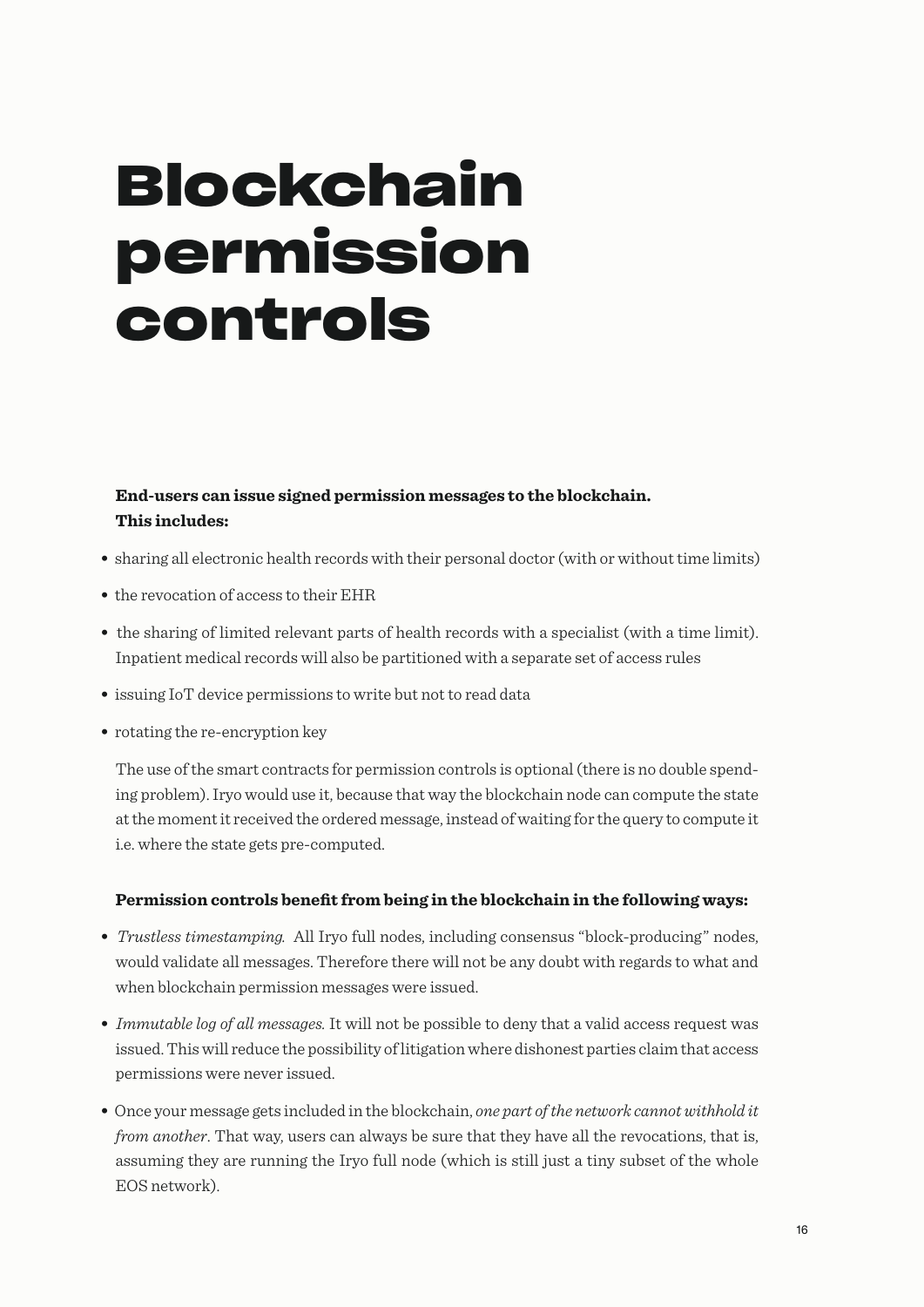# Blockchain permission controls

**End-users can issue signed permission messages to the blockchain. This includes:**

- sharing all electronic health records with their personal doctor (with or without time limits)
- the revocation of access to their EHR
- the sharing of limited relevant parts of health records with a specialist (with a time limit). Inpatient medical records will also be partitioned with a separate set of access rules
- issuing IoT device permissions to write but not to read data
- rotating the re-encryption key

The use of the smart contracts for permission controls is optional (there is no double spending problem). Iryo would use it, because that way the blockchain node can compute the state at the moment it received the ordered message, instead of waiting for the query to compute it i.e. where the state gets pre-computed.

**Permission controls benefit from being in the blockchain in the following ways:**

- *Trustless timestamping.* All Iryo full nodes, including consensus "block-producing" nodes, would validate all messages. Therefore there will not be any doubt with regards to what and when blockchain permission messages were issued.
- *Immutable log of all messages.* It will not be possible to deny that a valid access request was issued. This will reduce the possibility of litigation where dishonest parties claim that access permissions were never issued.
- Once your message gets included in the blockchain, *one part of the network cannot withhold it from another*. That way, users can always be sure that they have all the revocations, that is, assuming they are running the Iryo full node (which is still just a tiny subset of the whole EOS network).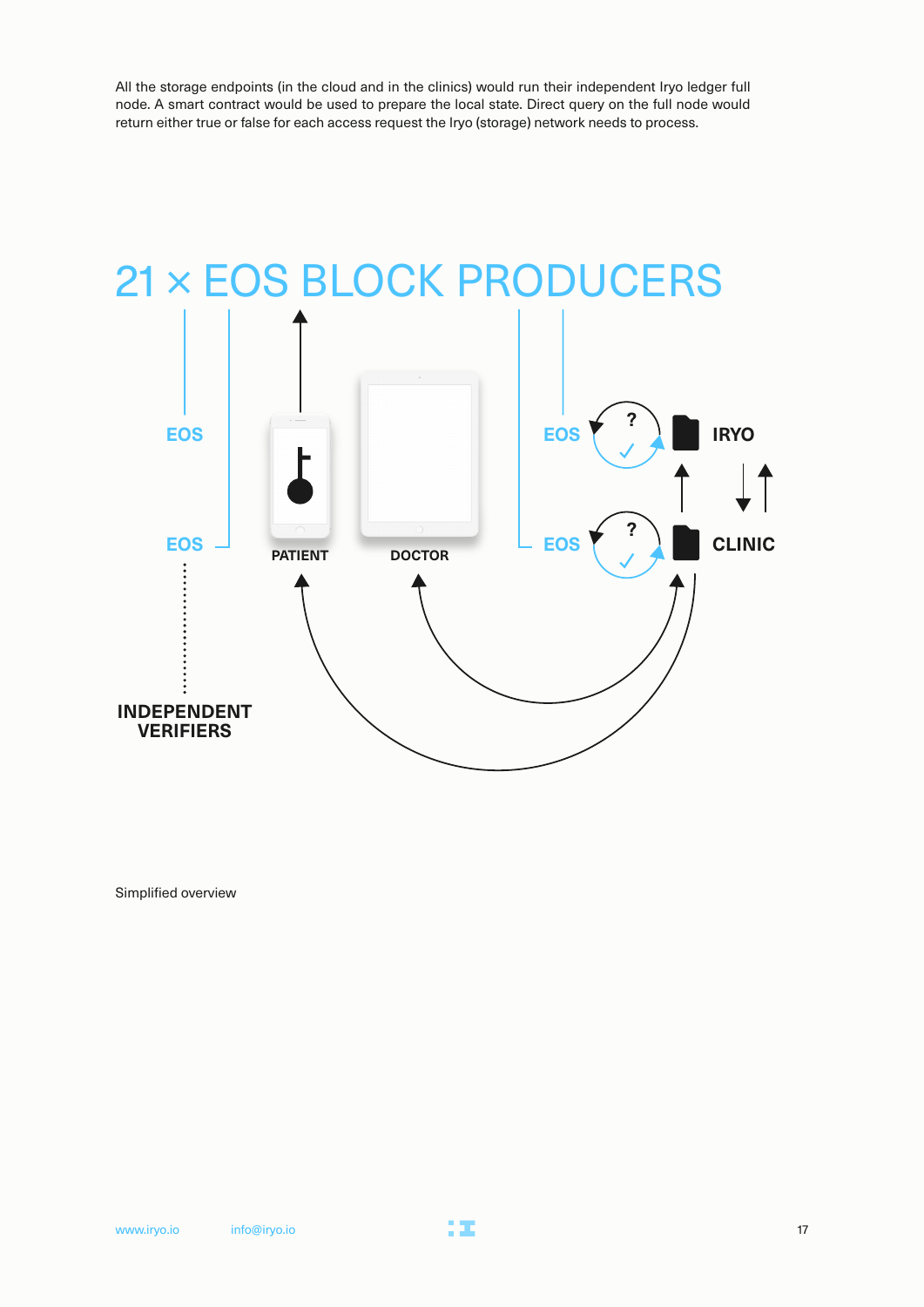All the storage endpoints (in the cloud and in the clinics) would run their independent Iryo ledger full node. A smart contract would be used to prepare the local state. Direct query on the full node would return either true or false for each access request the Iryo (storage) network needs to process.

21 × EOS BLOCK PRODUCERS

EOS

EOS

INDEPENDENT VERIFIERS

PATIENT

DOCTOR

EOS

IRYO

EOS

CLINIC

Simplified overview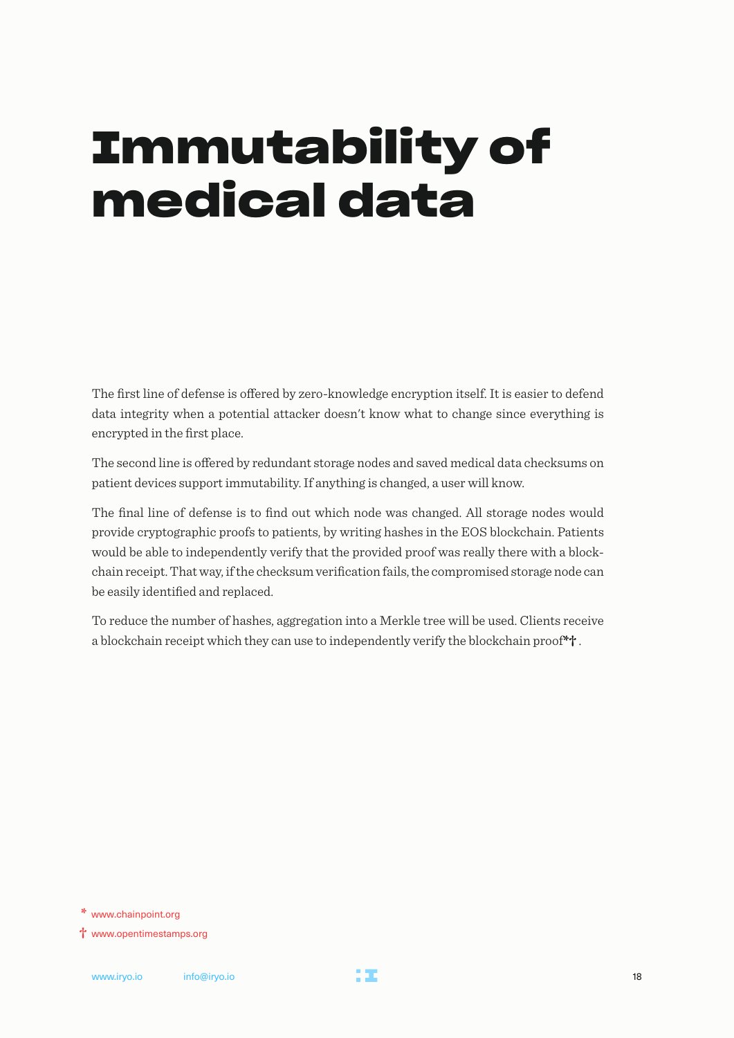# Immutability of medical data

The first line of defense is offered by zero-knowledge encryption itself. It is easier to defend data integrity when a potential attacker doesn't know what to change since everything is encrypted in the first place.

The second line is offered by redundant storage nodes and saved medical data checksums on patient devices support immutability. If anything is changed, a user will know.

The final line of defense is to find out which node was changed. All storage nodes would provide cryptographic proofs to patients, by writing hashes in the EOS blockchain. Patients would be able to independently verify that the provided proof was really there with a blockchain receipt. That way, if the checksum verification fails, the compromised storage node can be easily identified and replaced.

To reduce the number of hashes, aggregation into a Merkle tree will be used. Clients receive a blockchain receipt which they can use to independently verify the blockchain proof*†.

* www.chainpoint.org

† www.opentimestamps.org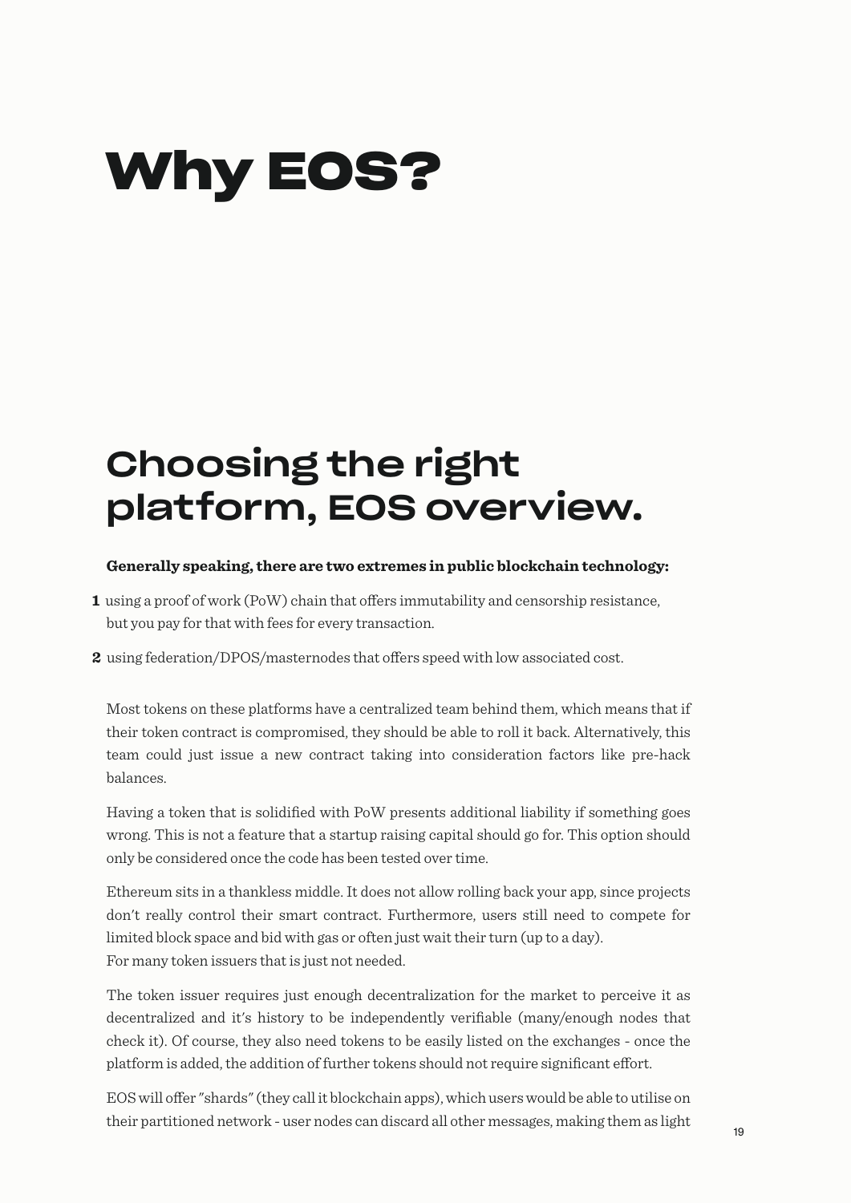# Why EOS?

## Choosing the right platform, EOS overview.

**Generally speaking, there are two extremes in public blockchain technology:**

1. using a proof of work (PoW) chain that offers immutability and censorship resistance, but you pay for that with fees for every transaction.
2. using federation/DPOS/masternodes that offers speed with low associated cost.

Most tokens on these platforms have a centralized team behind them, which means that if their token contract is compromised, they should be able to roll it back. Alternatively, this team could just issue a new contract taking into consideration factors like pre-hack balances.

Having a token that is solidified with PoW presents additional liability if something goes wrong. This is not a feature that a startup raising capital should go for. This option should only be considered once the code has been tested over time.

Ethereum sits in a thankless middle. It does not allow rolling back your app, since projects don't really control their smart contract. Furthermore, users still need to compete for limited block space and bid with gas or often just wait their turn (up to a day).
For many token issuers that is just not needed.

The token issuer requires just enough decentralization for the market to perceive it as decentralized and it's history to be independently verifiable (many/enough nodes that check it). Of course, they also need tokens to be easily listed on the exchanges - once the platform is added, the addition of further tokens should not require significant effort.

EOS will offer "shards" (they call it blockchain apps), which users would be able to utilise on their partitioned network - user nodes can discard all other messages, making them as light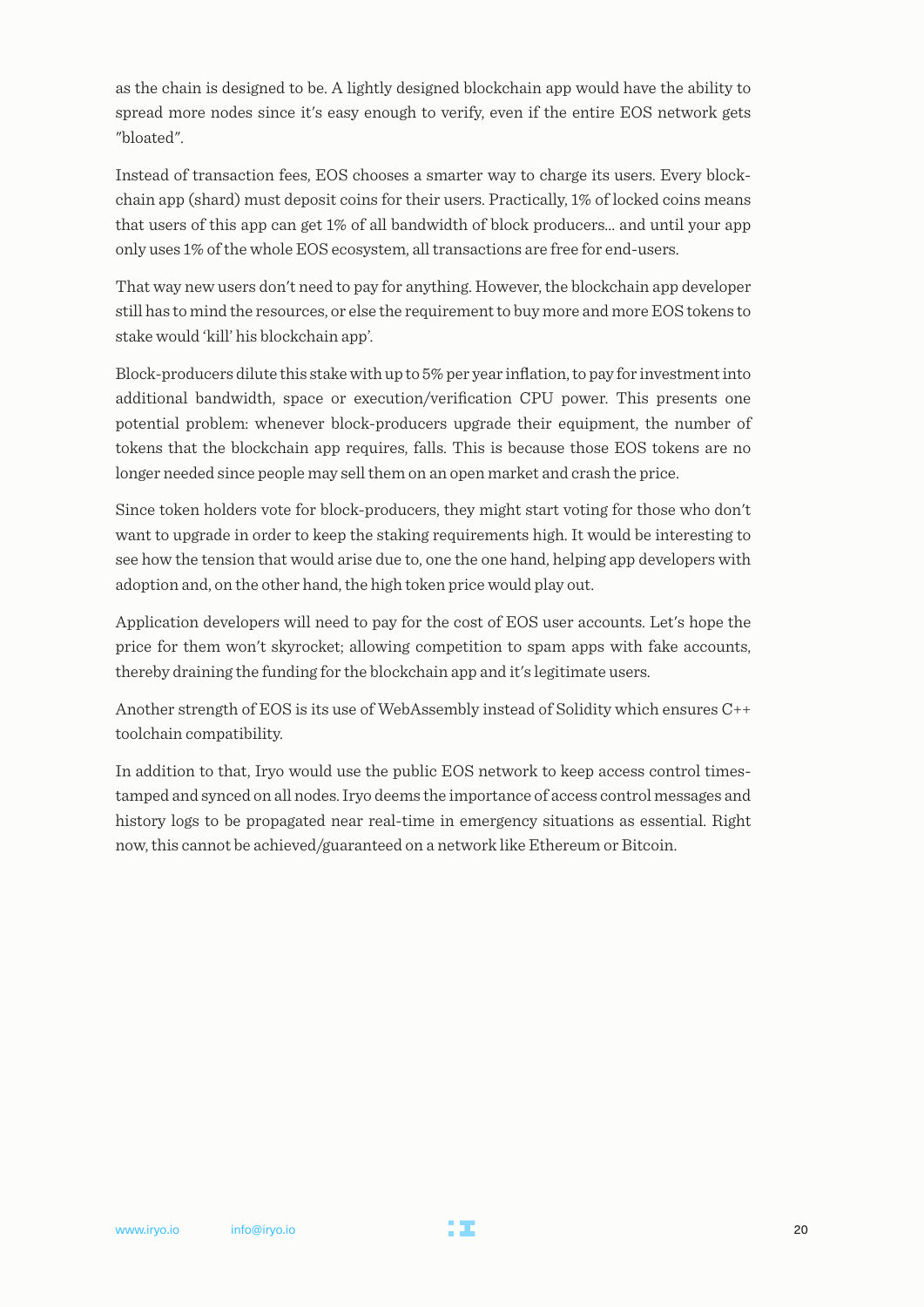as the chain is designed to be. A lightly designed blockchain app would have the ability to spread more nodes since it's easy enough to verify, even if the entire EOS network gets "bloated".

Instead of transaction fees, EOS chooses a smarter way to charge its users. Every blockchain app (shard) must deposit coins for their users. Practically, 1% of locked coins means that users of this app can get 1% of all bandwidth of block producers... and until your app only uses 1% of the whole EOS ecosystem, all transactions are free for end-users.

That way new users don't need to pay for anything. However, the blockchain app developer still has to mind the resources, or else the requirement to buy more and more EOS tokens to stake would 'kill' his blockchain app'.

Block-producers dilute this stake with up to 5% per year inflation, to pay for investment into additional bandwidth, space or execution/verification CPU power. This presents one potential problem: whenever block-producers upgrade their equipment, the number of tokens that the blockchain app requires, falls. This is because those EOS tokens are no longer needed since people may sell them on an open market and crash the price.

Since token holders vote for block-producers, they might start voting for those who don't want to upgrade in order to keep the staking requirements high. It would be interesting to see how the tension that would arise due to, one the one hand, helping app developers with adoption and, on the other hand, the high token price would play out.

Application developers will need to pay for the cost of EOS user accounts. Let's hope the price for them won't skyrocket; allowing competition to spam apps with fake accounts, thereby draining the funding for the blockchain app and it's legitimate users.

Another strength of EOS is its use of WebAssembly instead of Solidity which ensures C++ toolchain compatibility.

In addition to that, Iryo would use the public EOS network to keep access control timestamped and synced on all nodes. Iryo deems the importance of access control messages and history logs to be propagated near real-time in emergency situations as essential. Right now, this cannot be achieved/guaranteed on a network like Ethereum or Bitcoin.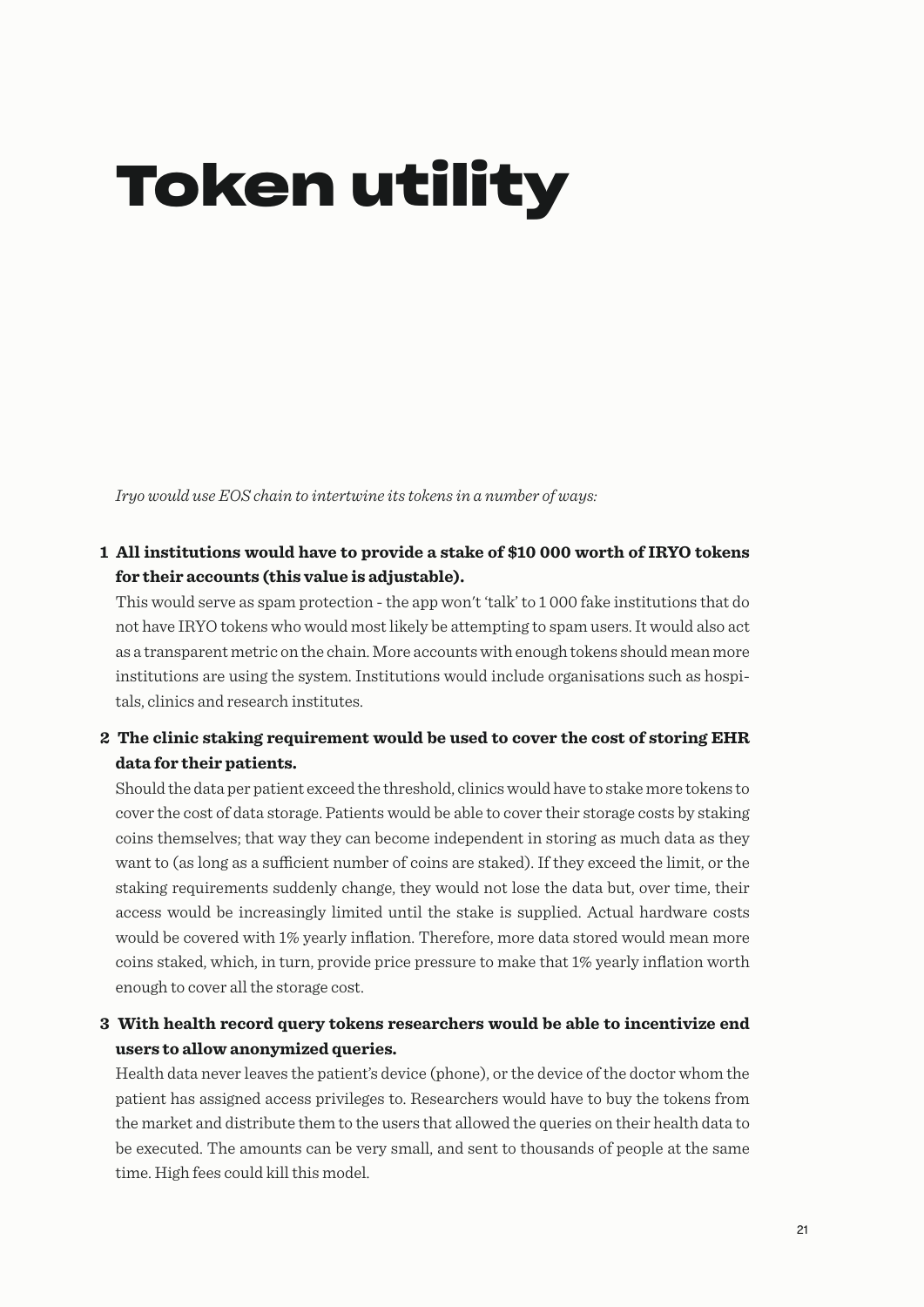# Token utility

*Iryo would use EOS chain to intertwine its tokens in a number of ways:*

1. **All institutions would have to provide a stake of $10 000 worth of IRYO tokens for their accounts (this value is adjustable).**
   This would serve as spam protection - the app won't 'talk' to 1 000 fake institutions that do not have IRYO tokens who would most likely be attempting to spam users. It would also act as a transparent metric on the chain. More accounts with enough tokens should mean more institutions are using the system. Institutions would include organisations such as hospitals, clinics and research institutes.

2. **The clinic staking requirement would be used to cover the cost of storing EHR data for their patients.**
   Should the data per patient exceed the threshold, clinics would have to stake more tokens to cover the cost of data storage. Patients would be able to cover their storage costs by staking coins themselves; that way they can become independent in storing as much data as they want to (as long as a sufficient number of coins are staked). If they exceed the limit, or the staking requirements suddenly change, they would not lose the data but, over time, their access would be increasingly limited until the stake is supplied. Actual hardware costs would be covered with 1% yearly inflation. Therefore, more data stored would mean more coins staked, which, in turn, provide price pressure to make that 1% yearly inflation worth enough to cover all the storage cost.

3. **With health record query tokens researchers would be able to incentivize end users to allow anonymized queries.**
   Health data never leaves the patient's device (phone), or the device of the doctor whom the patient has assigned access privileges to. Researchers would have to buy the tokens from the market and distribute them to the users that allowed the queries on their health data to be executed. The amounts can be very small, and sent to thousands of people at the same time. High fees could kill this model.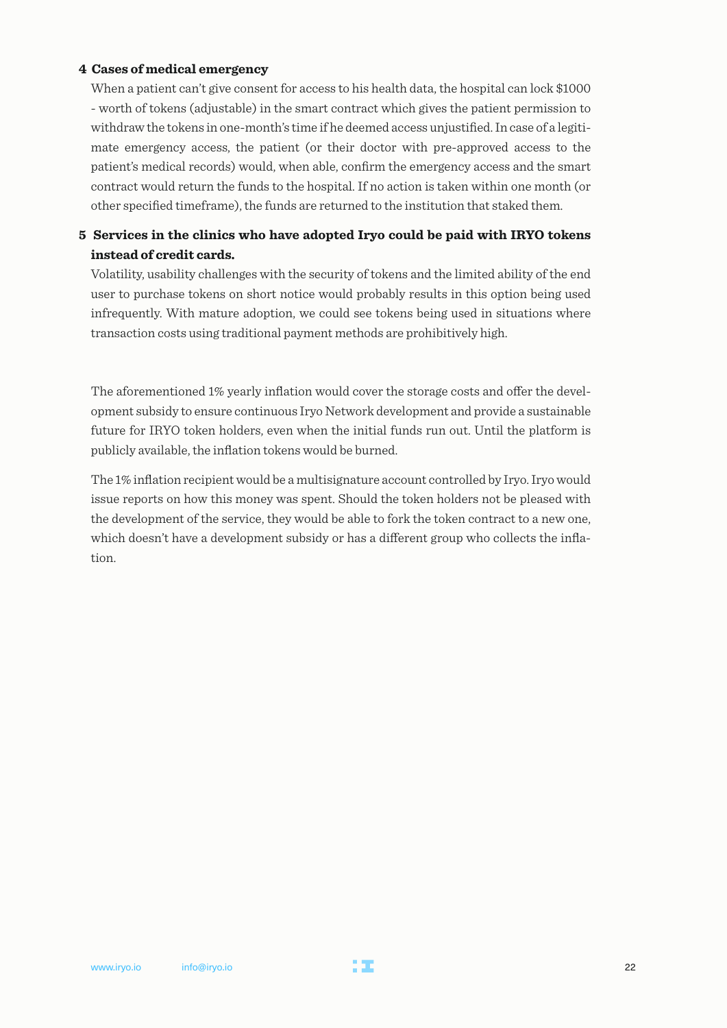**4 Cases of medical emergency**

When a patient can't give consent for access to his health data, the hospital can lock $1000 - worth of tokens (adjustable) in the smart contract which gives the patient permission to withdraw the tokens in one-month's time if he deemed access unjustified. In case of a legitimate emergency access, the patient (or their doctor with pre-approved access to the patient's medical records) would, when able, confirm the emergency access and the smart contract would return the funds to the hospital. If no action is taken within one month (or other specified timeframe), the funds are returned to the institution that staked them.

**5 Services in the clinics who have adopted Iryo could be paid with IRYO tokens instead of credit cards.**

Volatility, usability challenges with the security of tokens and the limited ability of the end user to purchase tokens on short notice would probably results in this option being used infrequently. With mature adoption, we could see tokens being used in situations where transaction costs using traditional payment methods are prohibitively high.

The aforementioned 1% yearly inflation would cover the storage costs and offer the development subsidy to ensure continuous Iryo Network development and provide a sustainable future for IRYO token holders, even when the initial funds run out. Until the platform is publicly available, the inflation tokens would be burned.

The 1% inflation recipient would be a multisignature account controlled by Iryo. Iryo would issue reports on how this money was spent. Should the token holders not be pleased with the development of the service, they would be able to fork the token contract to a new one, which doesn't have a development subsidy or has a different group who collects the inflation.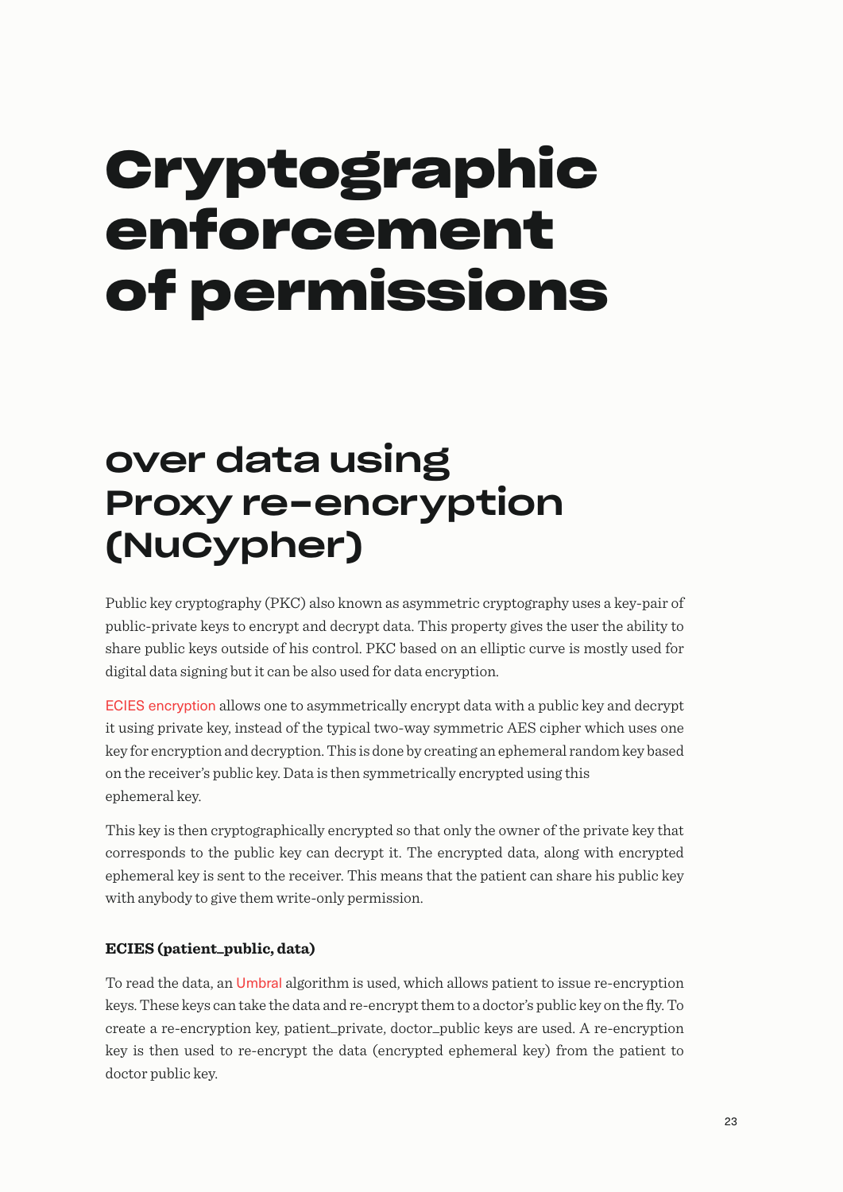# Cryptographic enforcement of permissions

## over data using Proxy re-encryption (NuCypher)

Public key cryptography (PKC) also known as asymmetric cryptography uses a key-pair of public-private keys to encrypt and decrypt data. This property gives the user the ability to share public keys outside of his control. PKC based on an elliptic curve is mostly used for digital data signing but it can be also used for data encryption.

ECIES encryption allows one to asymmetrically encrypt data with a public key and decrypt it using private key, instead of the typical two-way symmetric AES cipher which uses one key for encryption and decryption. This is done by creating an ephemeral random key based on the receiver's public key. Data is then symmetrically encrypted using this ephemeral key.

This key is then cryptographically encrypted so that only the owner of the private key that corresponds to the public key can decrypt it. The encrypted data, along with encrypted ephemeral key is sent to the receiver. This means that the patient can share his public key with anybody to give them write-only permission.

**ECIES (patient_public, data)**

To read the data, an Umbral algorithm is used, which allows patient to issue re-encryption keys. These keys can take the data and re-encrypt them to a doctor's public key on the fly. To create a re-encryption key, patient_private, doctor_public keys are used. A re-encryption key is then used to re-encrypt the data (encrypted ephemeral key) from the patient to doctor public key.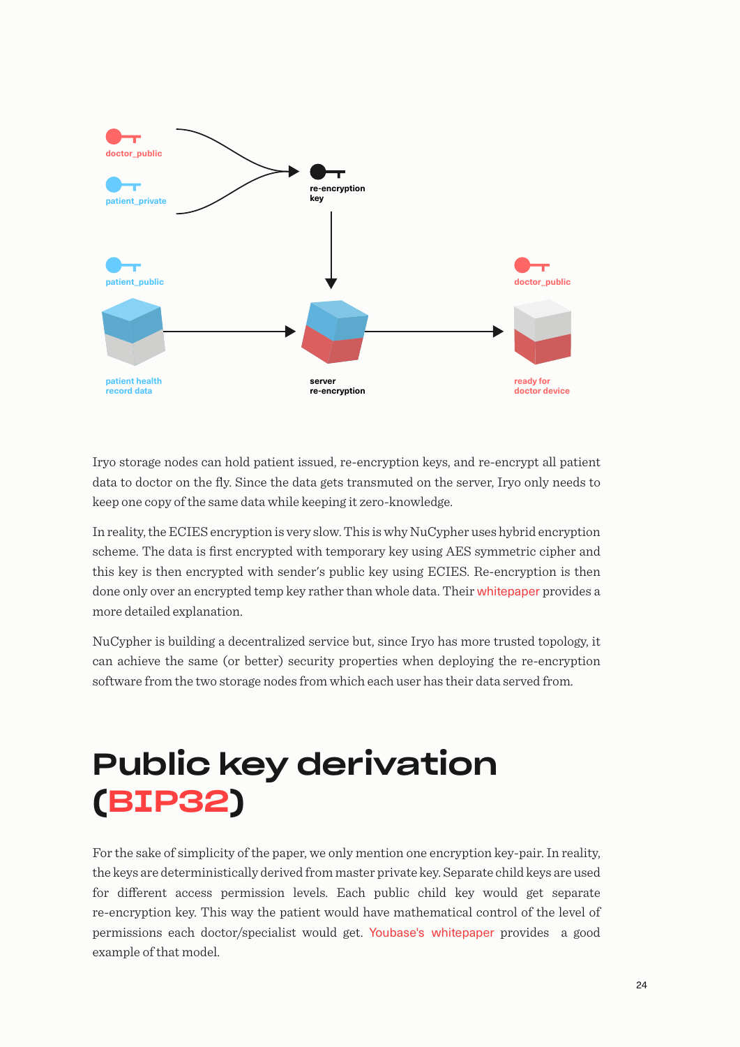doctor_public

patient_private

re-encryption key

patient_public

doctor_public

patient health record data

server re-encryption

ready for doctor device

Iryo storage nodes can hold patient issued, re-encryption keys, and re-encrypt all patient data to doctor on the fly. Since the data gets transmuted on the server, Iryo only needs to keep one copy of the same data while keeping it zero-knowledge.

In reality, the ECIES encryption is very slow. This is why NuCypher uses hybrid encryption scheme. The data is first encrypted with temporary key using AES symmetric cipher and this key is then encrypted with sender's public key using ECIES. Re-encryption is then done only over an encrypted temp key rather than whole data. Their whitepaper provides a more detailed explanation.

NuCypher is building a decentralized service but, since Iryo has more trusted topology, it can achieve the same (or better) security properties when deploying the re-encryption software from the two storage nodes from which each user has their data served from.

# Public key derivation (BIP32)

For the sake of simplicity of the paper, we only mention one encryption key-pair. In reality, the keys are deterministically derived from master private key. Separate child keys are used for different access permission levels. Each public child key would get separate re-encryption key. This way the patient would have mathematical control of the level of permissions each doctor/specialist would get. Youbase's whitepaper provides a good example of that model.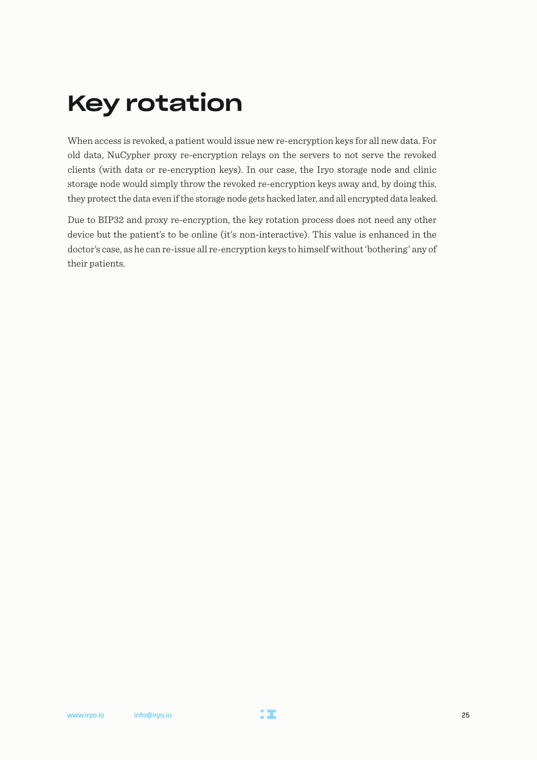# Key rotation

When access is revoked, a patient would issue new re-encryption keys for all new data. For old data, NuCypher proxy re-encryption relays on the servers to not serve the revoked clients (with data or re-encryption keys). In our case, the Iryo storage node and clinic storage node would simply throw the revoked re-encryption keys away and, by doing this, they protect the data even if the storage node gets hacked later, and all encrypted data leaked.

Due to BIP32 and proxy re-encryption, the key rotation process does not need any other device but the patient's to be online (it's non-interactive). This value is enhanced in the doctor's case, as he can re-issue all re-encryption keys to himself without 'bothering' any of their patients.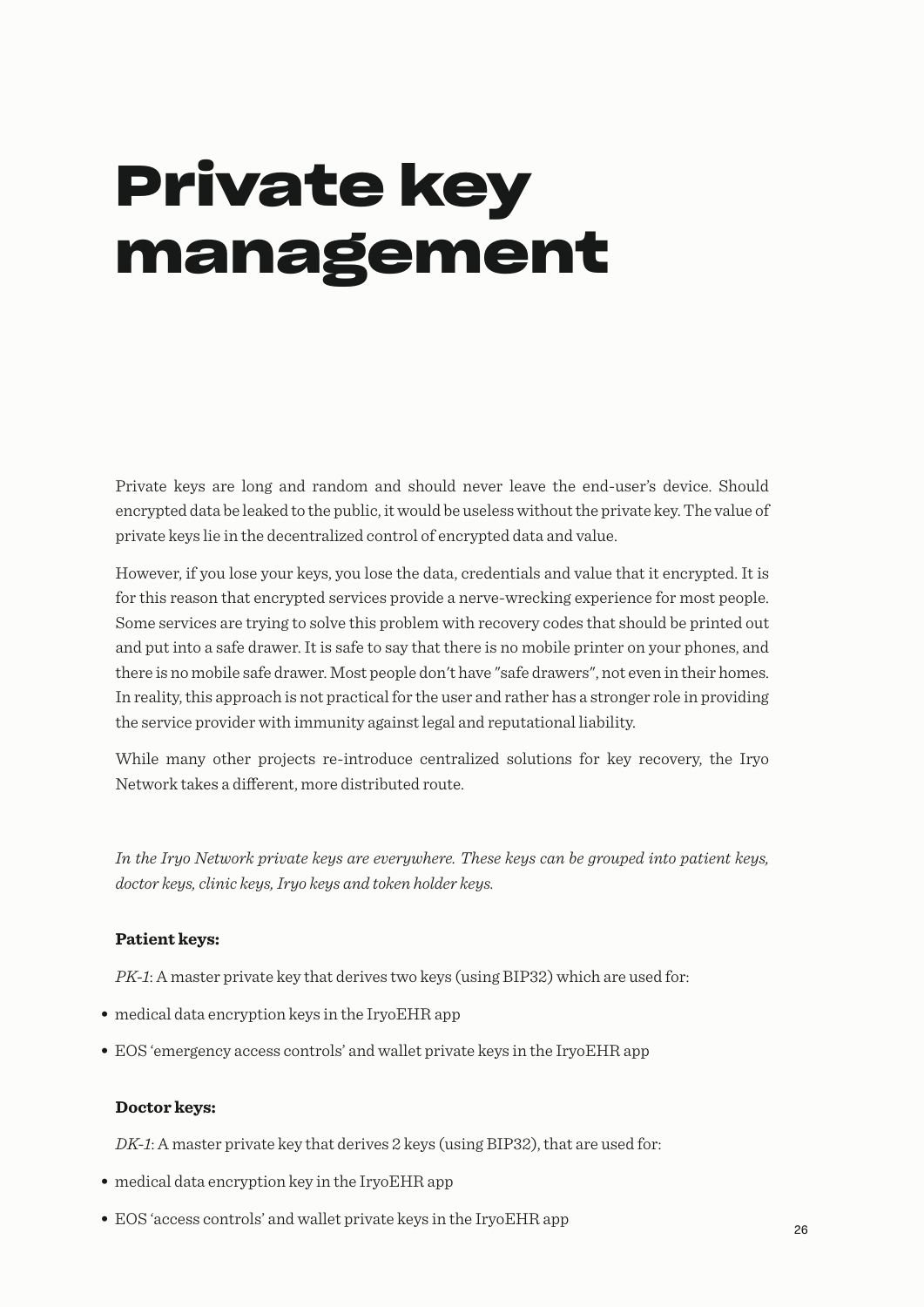# Private key management

Private keys are long and random and should never leave the end-user's device. Should encrypted data be leaked to the public, it would be useless without the private key. The value of private keys lie in the decentralized control of encrypted data and value.

However, if you lose your keys, you lose the data, credentials and value that it encrypted. It is for this reason that encrypted services provide a nerve-wrecking experience for most people. Some services are trying to solve this problem with recovery codes that should be printed out and put into a safe drawer. It is safe to say that there is no mobile printer on your phones, and there is no mobile safe drawer. Most people don't have "safe drawers", not even in their homes. In reality, this approach is not practical for the user and rather has a stronger role in providing the service provider with immunity against legal and reputational liability.

While many other projects re-introduce centralized solutions for key recovery, the Iryo Network takes a different, more distributed route.

*In the Iryo Network private keys are everywhere. These keys can be grouped into patient keys, doctor keys, clinic keys, Iryo keys and token holder keys.*

**Patient keys:**

*PK-1*: A master private key that derives two keys (using BIP32) which are used for:

- medical data encryption keys in the IryoEHR app
- EOS 'emergency access controls' and wallet private keys in the IryoEHR app

**Doctor keys:**

*DK-1*: A master private key that derives 2 keys (using BIP32), that are used for:

- medical data encryption key in the IryoEHR app
- EOS 'access controls' and wallet private keys in the IryoEHR app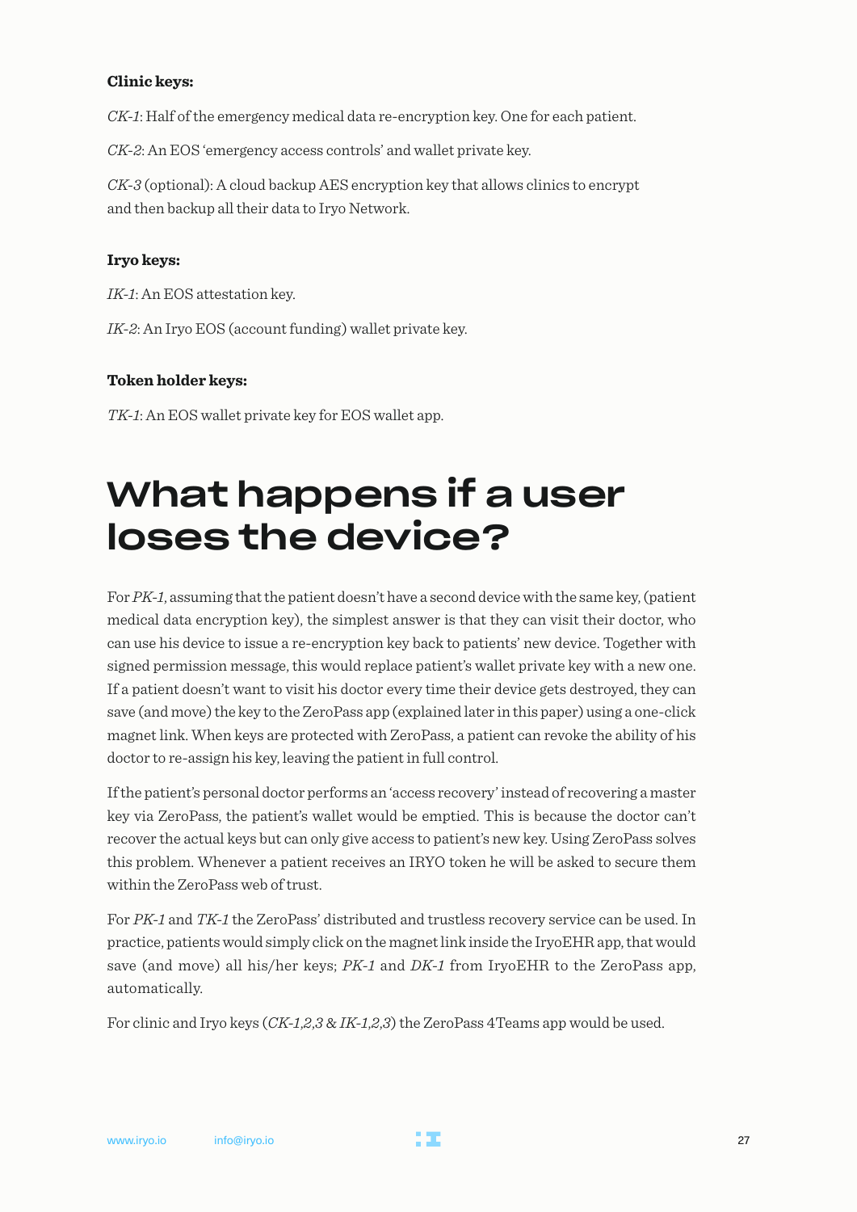**Clinic keys:**

*CK-1*: Half of the emergency medical data re-encryption key. One for each patient.

*CK-2*: An EOS 'emergency access controls' and wallet private key.

*CK-3* (optional): A cloud backup AES encryption key that allows clinics to encrypt and then backup all their data to Iryo Network.

**Iryo keys:**

*IK-1*: An EOS attestation key.

*IK-2*: An Iryo EOS (account funding) wallet private key.

**Token holder keys:**

*TK-1*: An EOS wallet private key for EOS wallet app.

# What happens if a user loses the device?

For *PK-1*, assuming that the patient doesn't have a second device with the same key, (patient medical data encryption key), the simplest answer is that they can visit their doctor, who can use his device to issue a re-encryption key back to patients' new device. Together with signed permission message, this would replace patient's wallet private key with a new one. If a patient doesn't want to visit his doctor every time their device gets destroyed, they can save (and move) the key to the ZeroPass app (explained later in this paper) using a one-click magnet link. When keys are protected with ZeroPass, a patient can revoke the ability of his doctor to re-assign his key, leaving the patient in full control.

If the patient's personal doctor performs an 'access recovery' instead of recovering a master key via ZeroPass, the patient's wallet would be emptied. This is because the doctor can't recover the actual keys but can only give access to patient's new key. Using ZeroPass solves this problem. Whenever a patient receives an IRYO token he will be asked to secure them within the ZeroPass web of trust.

For *PK-1* and *TK-1* the ZeroPass' distributed and trustless recovery service can be used. In practice, patients would simply click on the magnet link inside the IryoEHR app, that would save (and move) all his/her keys; *PK-1* and *DK-1* from IryoEHR to the ZeroPass app, automatically.

For clinic and Iryo keys (*CK-1,2,3* & *IK-1,2,3*) the ZeroPass 4Teams app would be used.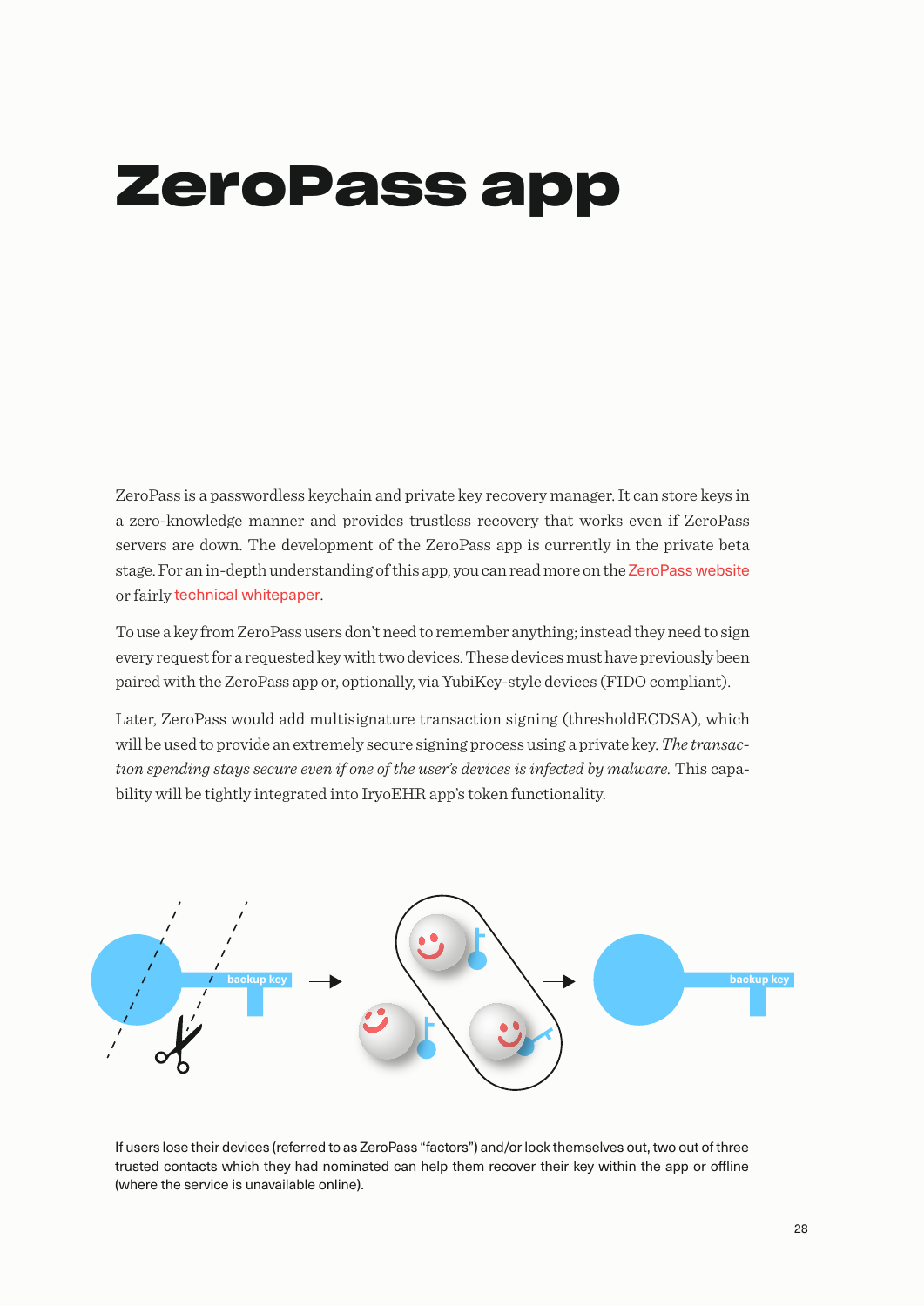# ZeroPass app

ZeroPass is a passwordless keychain and private key recovery manager. It can store keys in a zero-knowledge manner and provides trustless recovery that works even if ZeroPass servers are down. The development of the ZeroPass app is currently in the private beta stage. For an in-depth understanding of this app, you can read more on the ZeroPass website or fairly technical whitepaper.

To use a key from ZeroPass users don't need to remember anything; instead they need to sign every request for a requested key with two devices. These devices must have previously been paired with the ZeroPass app or, optionally, via YubiKey-style devices (FIDO compliant).

Later, ZeroPass would add multisignature transaction signing (thresholdECDSA), which will be used to provide an extremely secure signing process using a private key. *The transaction spending stays secure even if one of the user's devices is infected by malware.* This capability will be tightly integrated into IryoEHR app's token functionality.

backup key → → backup key

If users lose their devices (referred to as ZeroPass "factors") and/or lock themselves out, two out of three trusted contacts which they had nominated can help them recover their key within the app or offline (where the service is unavailable online).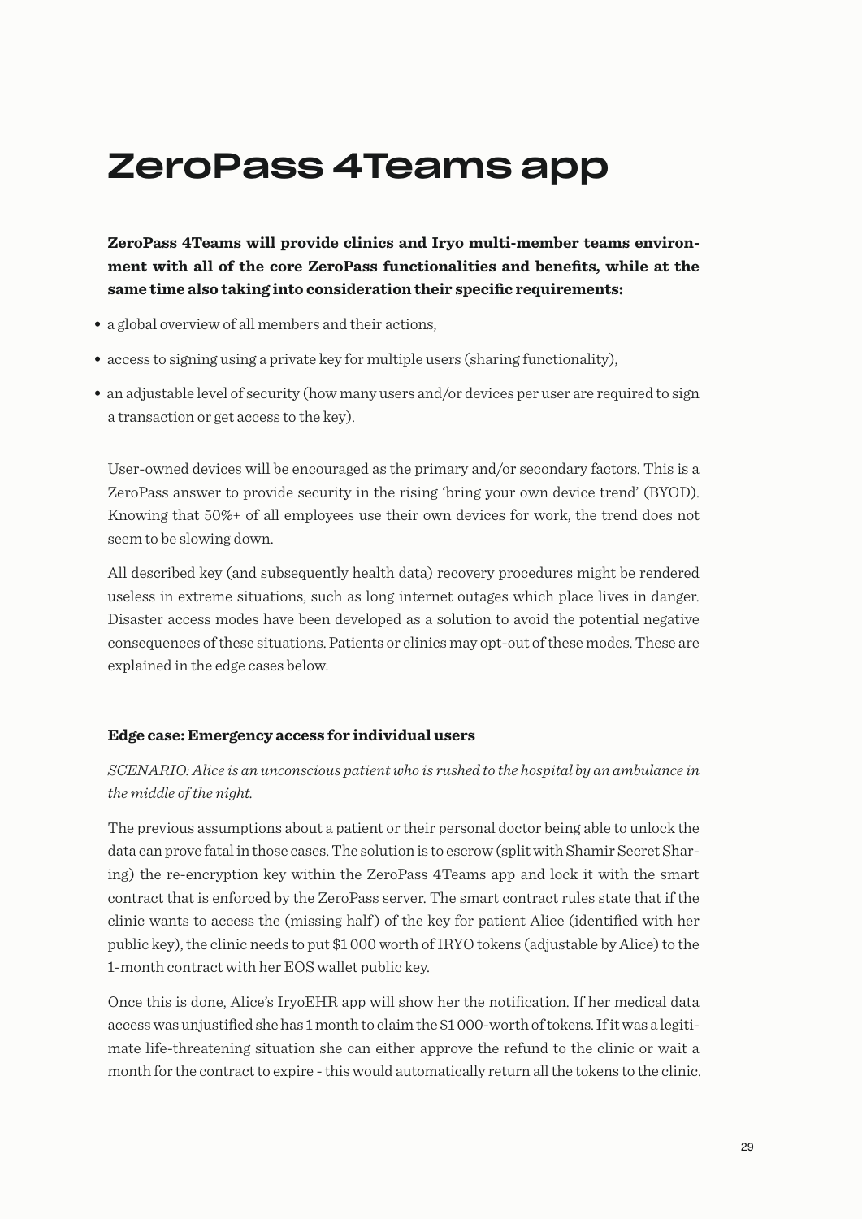# ZeroPass 4Teams app

**ZeroPass 4Teams will provide clinics and Iryo multi-member teams environment with all of the core ZeroPass functionalities and benefits, while at the same time also taking into consideration their specific requirements:**

- a global overview of all members and their actions,
- access to signing using a private key for multiple users (sharing functionality),
- an adjustable level of security (how many users and/or devices per user are required to sign a transaction or get access to the key).

User-owned devices will be encouraged as the primary and/or secondary factors. This is a ZeroPass answer to provide security in the rising 'bring your own device trend' (BYOD). Knowing that 50%+ of all employees use their own devices for work, the trend does not seem to be slowing down.

All described key (and subsequently health data) recovery procedures might be rendered useless in extreme situations, such as long internet outages which place lives in danger. Disaster access modes have been developed as a solution to avoid the potential negative consequences of these situations. Patients or clinics may opt-out of these modes. These are explained in the edge cases below.

**Edge case: Emergency access for individual users**

*SCENARIO: Alice is an unconscious patient who is rushed to the hospital by an ambulance in the middle of the night.*

The previous assumptions about a patient or their personal doctor being able to unlock the data can prove fatal in those cases. The solution is to escrow (split with Shamir Secret Sharing) the re-encryption key within the ZeroPass 4Teams app and lock it with the smart contract that is enforced by the ZeroPass server. The smart contract rules state that if the clinic wants to access the (missing half) of the key for patient Alice (identified with her public key), the clinic needs to put $1 000 worth of IRYO tokens (adjustable by Alice) to the 1-month contract with her EOS wallet public key.

Once this is done, Alice's IryoEHR app will show her the notification. If her medical data access was unjustified she has 1 month to claim the $1 000-worth of tokens. If it was a legitimate life-threatening situation she can either approve the refund to the clinic or wait a month for the contract to expire - this would automatically return all the tokens to the clinic.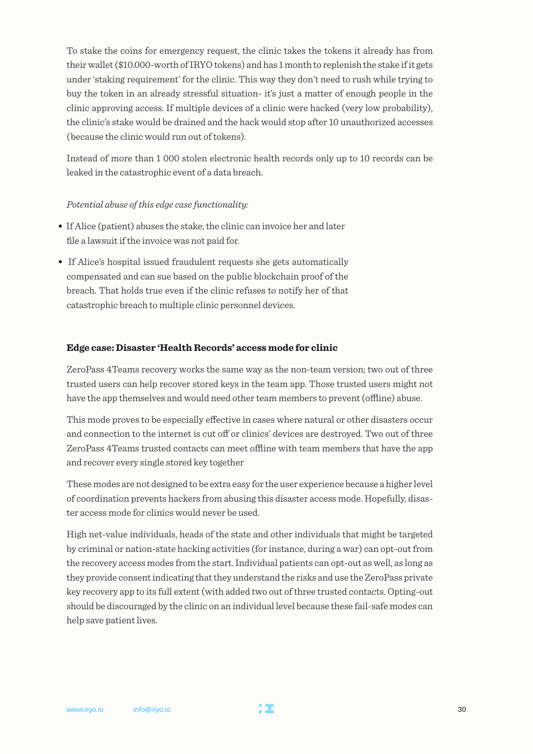To stake the coins for emergency request, the clinic takes the tokens it already has from their wallet ($10.000-worth of IRYO tokens) and has 1 month to replenish the stake if it gets under 'staking requirement' for the clinic. This way they don't need to rush while trying to buy the token in an already stressful situation- it's just a matter of enough people in the clinic approving access. If multiple devices of a clinic were hacked (very low probability), the clinic's stake would be drained and the hack would stop after 10 unauthorized accesses (because the clinic would run out of tokens).

Instead of more than 1 000 stolen electronic health records only up to 10 records can be leaked in the catastrophic event of a data breach.

*Potential abuse of this edge case functionality:*

- If Alice (patient) abuses the stake; the clinic can invoice her and later file a lawsuit if the invoice was not paid for.
- If Alice's hospital issued fraudulent requests she gets automatically compensated and can sue based on the public blockchain proof of the breach. That holds true even if the clinic refuses to notify her of that catastrophic breach to multiple clinic personnel devices.

**Edge case: Disaster 'Health Records' access mode for clinic**

ZeroPass 4Teams recovery works the same way as the non-team version; two out of three trusted users can help recover stored keys in the team app. Those trusted users might not have the app themselves and would need other team members to prevent (offline) abuse.

This mode proves to be especially effective in cases where natural or other disasters occur and connection to the internet is cut off or clinics' devices are destroyed. Two out of three ZeroPass 4Teams trusted contacts can meet offline with team members that have the app and recover every single stored key together

These modes are not designed to be extra easy for the user experience because a higher level of coordination prevents hackers from abusing this disaster access mode. Hopefully, disaster access mode for clinics would never be used.

High net-value individuals, heads of the state and other individuals that might be targeted by criminal or nation-state hacking activities (for instance, during a war) can opt-out from the recovery access modes from the start. Individual patients can opt-out as well, as long as they provide consent indicating that they understand the risks and use the ZeroPass private key recovery app to its full extent (with added two out of three trusted contacts. Opting-out should be discouraged by the clinic on an individual level because these fail-safe modes can help save patient lives.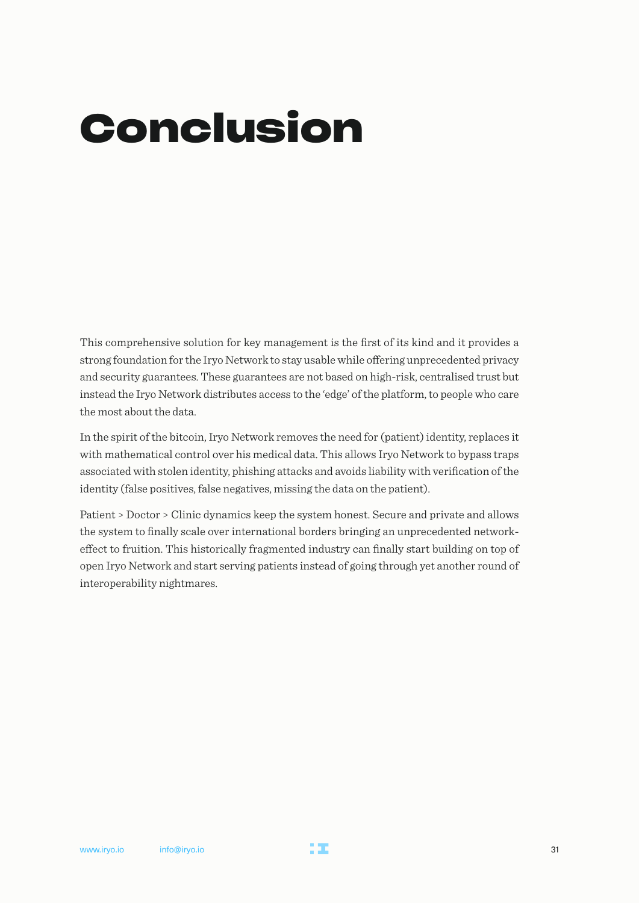# Conclusion

This comprehensive solution for key management is the first of its kind and it provides a strong foundation for the Iryo Network to stay usable while offering unprecedented privacy and security guarantees. These guarantees are not based on high-risk, centralised trust but instead the Iryo Network distributes access to the 'edge' of the platform, to people who care the most about the data.

In the spirit of the bitcoin, Iryo Network removes the need for (patient) identity, replaces it with mathematical control over his medical data. This allows Iryo Network to bypass traps associated with stolen identity, phishing attacks and avoids liability with verification of the identity (false positives, false negatives, missing the data on the patient).

Patient > Doctor > Clinic dynamics keep the system honest. Secure and private and allows the system to finally scale over international borders bringing an unprecedented network-effect to fruition. This historically fragmented industry can finally start building on top of open Iryo Network and start serving patients instead of going through yet another round of interoperability nightmares.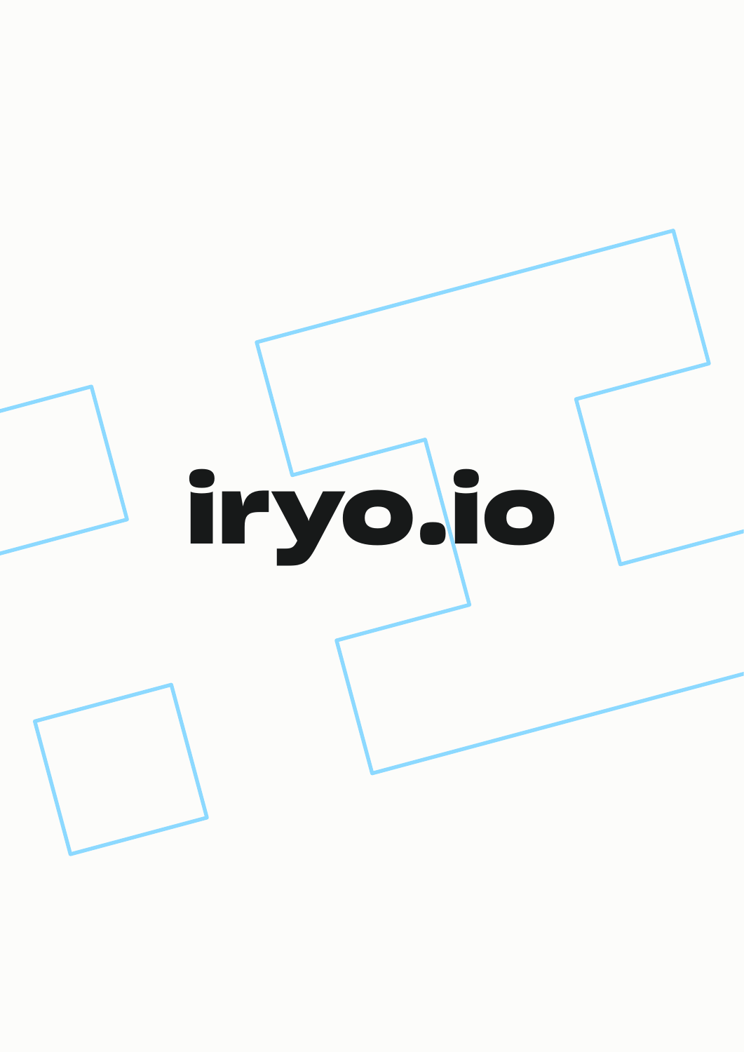iryo.io